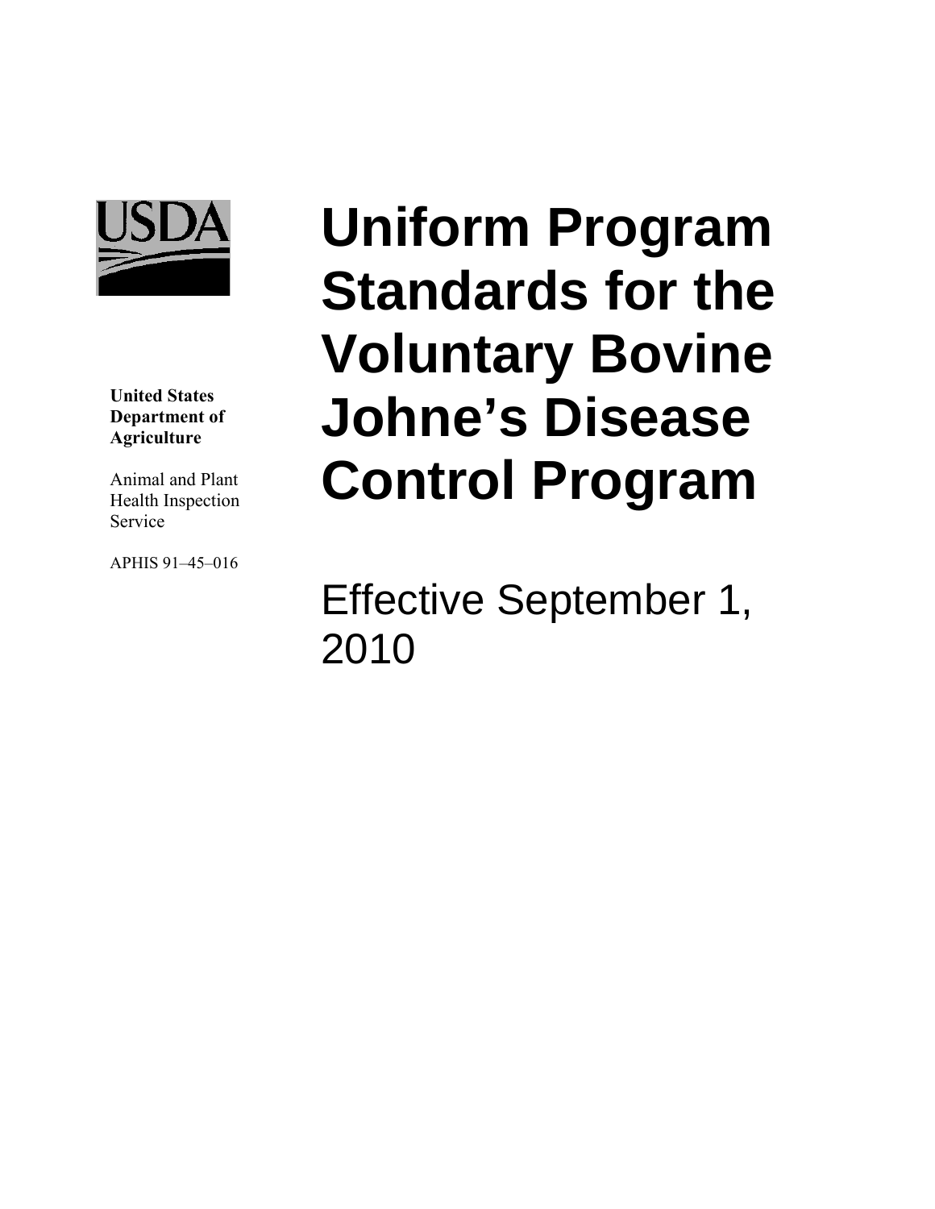USDA

**United States Department of Agriculture**

Animal and Plant Health Inspection Service

APHIS 91–45–016

# Uniform Program Standards for the Voluntary Bovine Johne's Disease Control Program

Effective September 1, 2010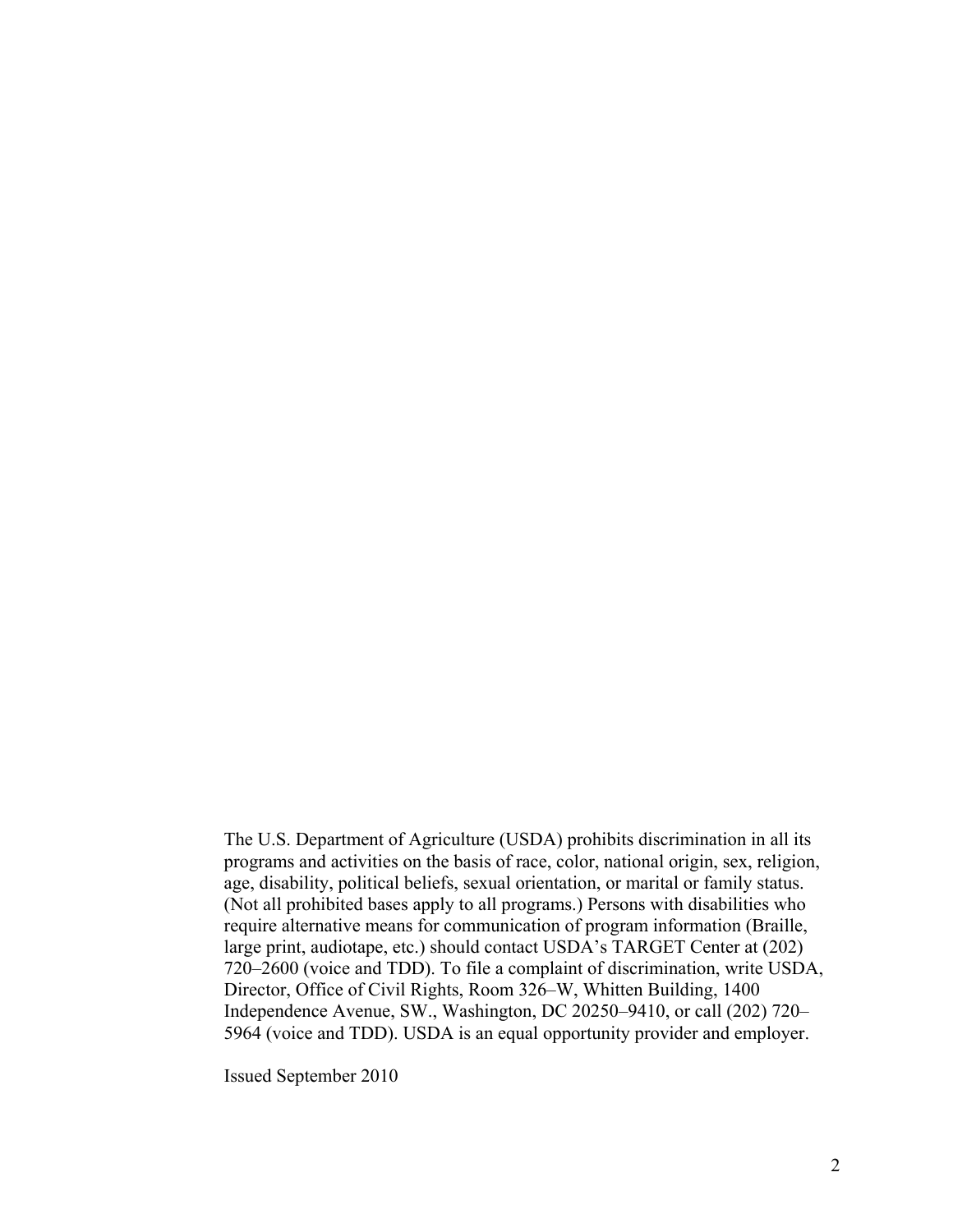The U.S. Department of Agriculture (USDA) prohibits discrimination in all its programs and activities on the basis of race, color, national origin, sex, religion, age, disability, political beliefs, sexual orientation, or marital or family status. (Not all prohibited bases apply to all programs.) Persons with disabilities who require alternative means for communication of program information (Braille, large print, audiotape, etc.) should contact USDA's TARGET Center at (202) 720–2600 (voice and TDD). To file a complaint of discrimination, write USDA, Director, Office of Civil Rights, Room 326–W, Whitten Building, 1400 Independence Avenue, SW., Washington, DC 20250–9410, or call (202) 720–5964 (voice and TDD). USDA is an equal opportunity provider and employer.

Issued September 2010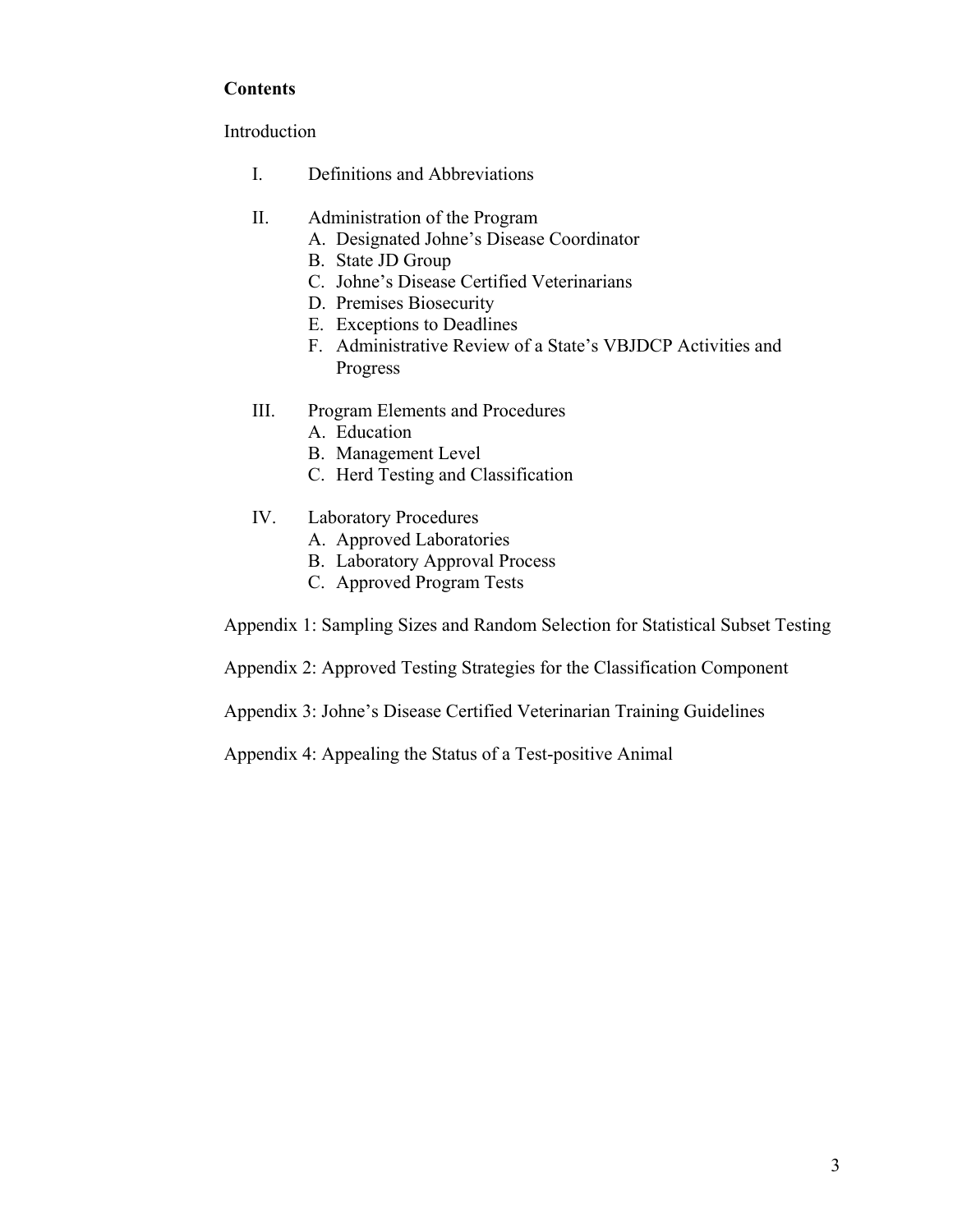**Contents**

Introduction

I. Definitions and Abbreviations

II. Administration of the Program
   - A. Designated Johne's Disease Coordinator
   - B. State JD Group
   - C. Johne's Disease Certified Veterinarians
   - D. Premises Biosecurity
   - E. Exceptions to Deadlines
   - F. Administrative Review of a State's VBJDCP Activities and Progress

III. Program Elements and Procedures
   - A. Education
   - B. Management Level
   - C. Herd Testing and Classification

IV. Laboratory Procedures
   - A. Approved Laboratories
   - B. Laboratory Approval Process
   - C. Approved Program Tests

Appendix 1: Sampling Sizes and Random Selection for Statistical Subset Testing

Appendix 2: Approved Testing Strategies for the Classification Component

Appendix 3: Johne's Disease Certified Veterinarian Training Guidelines

Appendix 4: Appealing the Status of a Test-positive Animal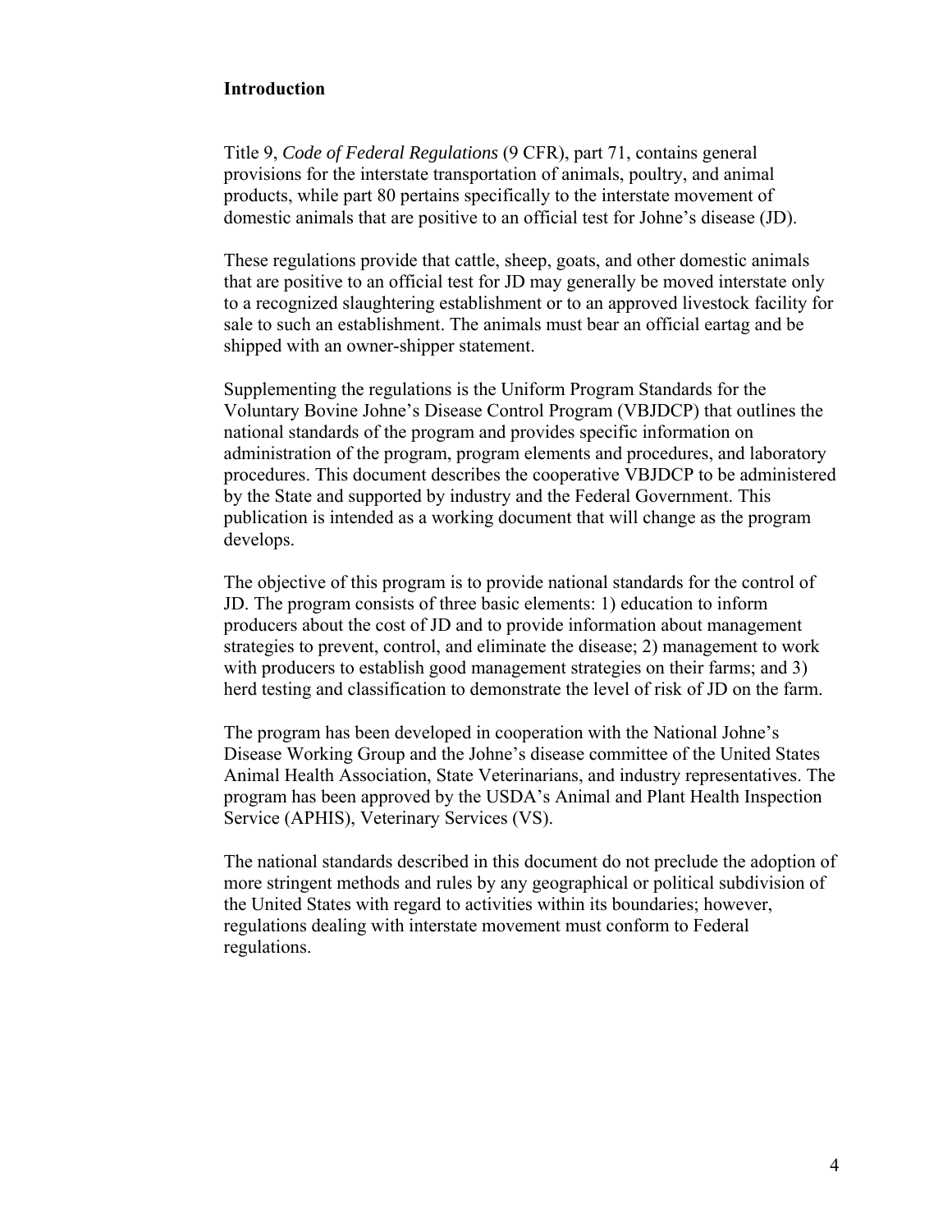## Introduction

Title 9, *Code of Federal Regulations* (9 CFR), part 71, contains general provisions for the interstate transportation of animals, poultry, and animal products, while part 80 pertains specifically to the interstate movement of domestic animals that are positive to an official test for Johne's disease (JD).

These regulations provide that cattle, sheep, goats, and other domestic animals that are positive to an official test for JD may generally be moved interstate only to a recognized slaughtering establishment or to an approved livestock facility for sale to such an establishment. The animals must bear an official eartag and be shipped with an owner-shipper statement.

Supplementing the regulations is the Uniform Program Standards for the Voluntary Bovine Johne's Disease Control Program (VBJDCP) that outlines the national standards of the program and provides specific information on administration of the program, program elements and procedures, and laboratory procedures. This document describes the cooperative VBJDCP to be administered by the State and supported by industry and the Federal Government. This publication is intended as a working document that will change as the program develops.

The objective of this program is to provide national standards for the control of JD. The program consists of three basic elements: 1) education to inform producers about the cost of JD and to provide information about management strategies to prevent, control, and eliminate the disease; 2) management to work with producers to establish good management strategies on their farms; and 3) herd testing and classification to demonstrate the level of risk of JD on the farm.

The program has been developed in cooperation with the National Johne's Disease Working Group and the Johne's disease committee of the United States Animal Health Association, State Veterinarians, and industry representatives. The program has been approved by the USDA's Animal and Plant Health Inspection Service (APHIS), Veterinary Services (VS).

The national standards described in this document do not preclude the adoption of more stringent methods and rules by any geographical or political subdivision of the United States with regard to activities within its boundaries; however, regulations dealing with interstate movement must conform to Federal regulations.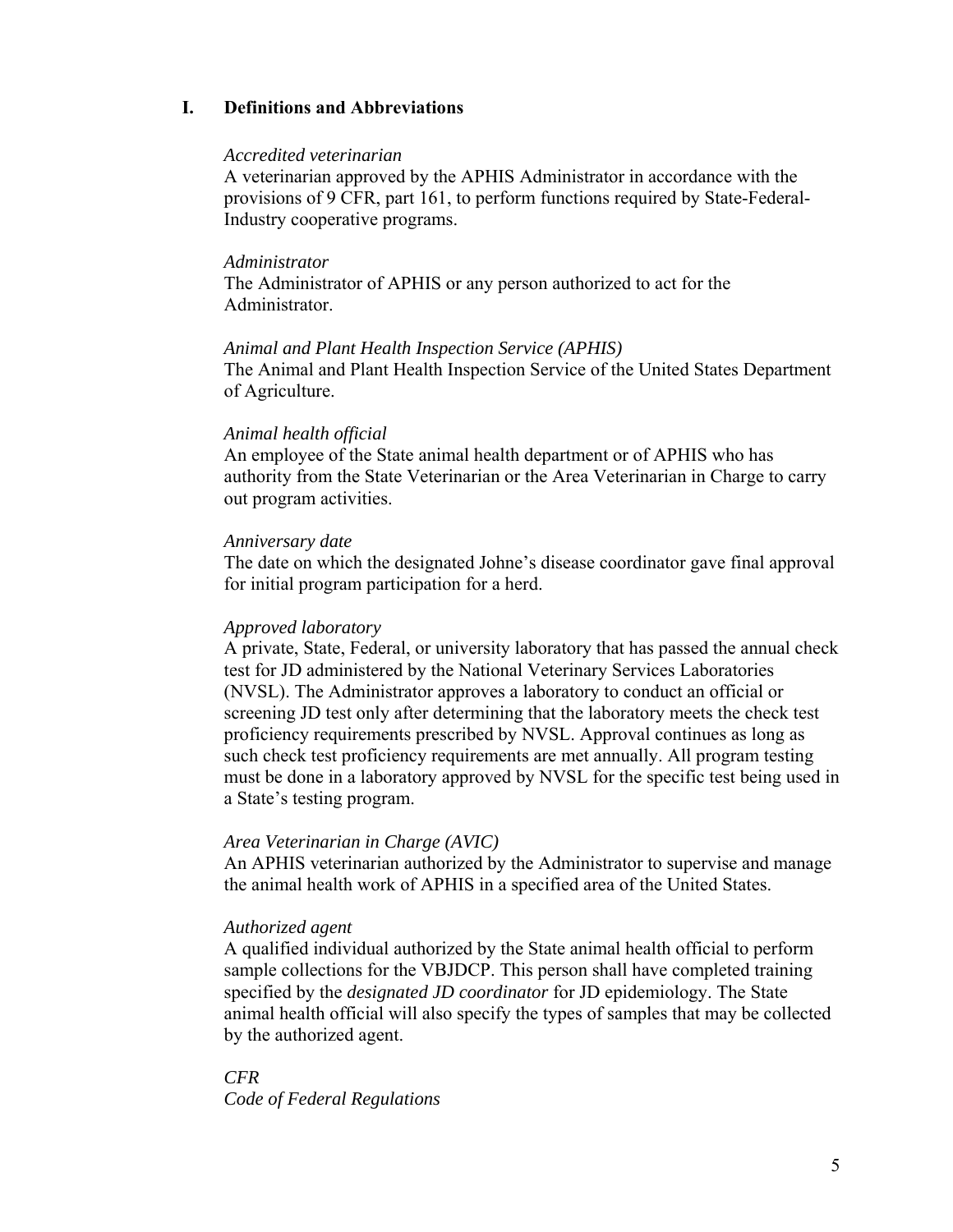## I. Definitions and Abbreviations

*Accredited veterinarian*
A veterinarian approved by the APHIS Administrator in accordance with the provisions of 9 CFR, part 161, to perform functions required by State-Federal-Industry cooperative programs.

*Administrator*
The Administrator of APHIS or any person authorized to act for the Administrator.

*Animal and Plant Health Inspection Service (APHIS)*
The Animal and Plant Health Inspection Service of the United States Department of Agriculture.

*Animal health official*
An employee of the State animal health department or of APHIS who has authority from the State Veterinarian or the Area Veterinarian in Charge to carry out program activities.

*Anniversary date*
The date on which the designated Johne's disease coordinator gave final approval for initial program participation for a herd.

*Approved laboratory*
A private, State, Federal, or university laboratory that has passed the annual check test for JD administered by the National Veterinary Services Laboratories (NVSL). The Administrator approves a laboratory to conduct an official or screening JD test only after determining that the laboratory meets the check test proficiency requirements prescribed by NVSL. Approval continues as long as such check test proficiency requirements are met annually. All program testing must be done in a laboratory approved by NVSL for the specific test being used in a State's testing program.

*Area Veterinarian in Charge (AVIC)*
An APHIS veterinarian authorized by the Administrator to supervise and manage the animal health work of APHIS in a specified area of the United States.

*Authorized agent*
A qualified individual authorized by the State animal health official to perform sample collections for the VBJDCP. This person shall have completed training specified by the *designated JD coordinator* for JD epidemiology. The State animal health official will also specify the types of samples that may be collected by the authorized agent.

*CFR*
*Code of Federal Regulations*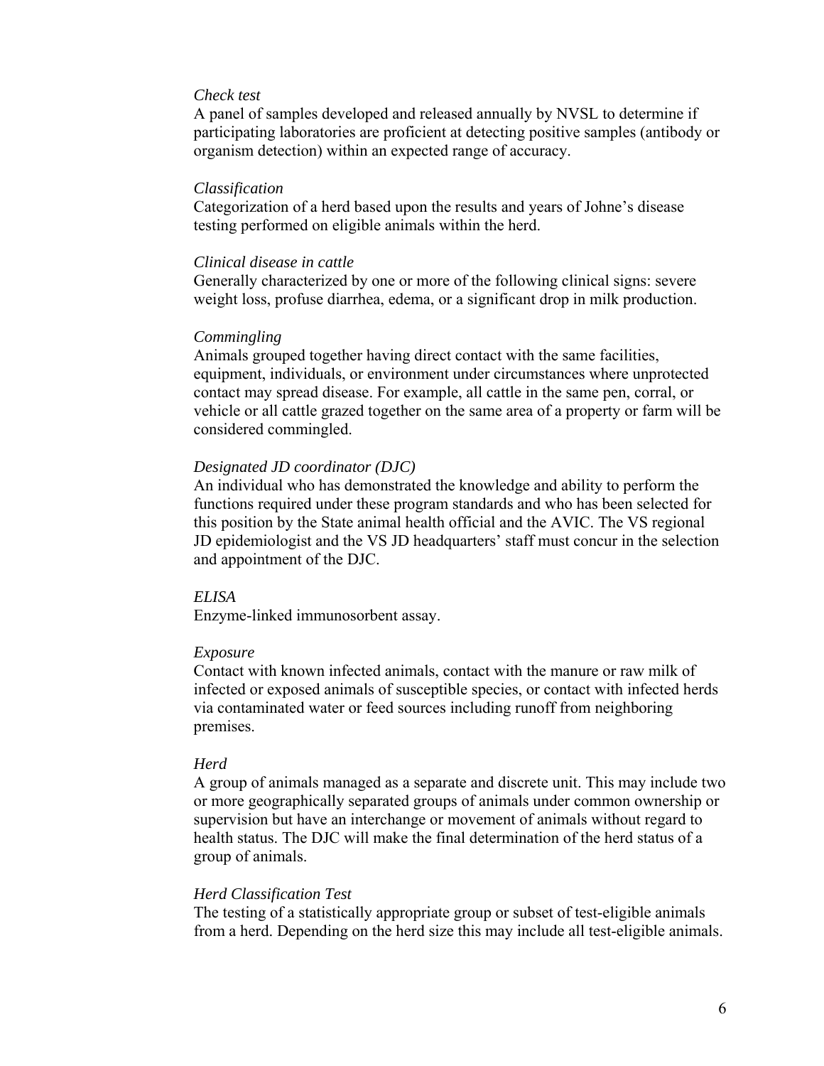*Check test*
A panel of samples developed and released annually by NVSL to determine if participating laboratories are proficient at detecting positive samples (antibody or organism detection) within an expected range of accuracy.

*Classification*
Categorization of a herd based upon the results and years of Johne's disease testing performed on eligible animals within the herd.

*Clinical disease in cattle*
Generally characterized by one or more of the following clinical signs: severe weight loss, profuse diarrhea, edema, or a significant drop in milk production.

*Commingling*
Animals grouped together having direct contact with the same facilities, equipment, individuals, or environment under circumstances where unprotected contact may spread disease. For example, all cattle in the same pen, corral, or vehicle or all cattle grazed together on the same area of a property or farm will be considered commingled.

*Designated JD coordinator (DJC)*
An individual who has demonstrated the knowledge and ability to perform the functions required under these program standards and who has been selected for this position by the State animal health official and the AVIC. The VS regional JD epidemiologist and the VS JD headquarters' staff must concur in the selection and appointment of the DJC.

*ELISA*
Enzyme-linked immunosorbent assay.

*Exposure*
Contact with known infected animals, contact with the manure or raw milk of infected or exposed animals of susceptible species, or contact with infected herds via contaminated water or feed sources including runoff from neighboring premises.

*Herd*
A group of animals managed as a separate and discrete unit. This may include two or more geographically separated groups of animals under common ownership or supervision but have an interchange or movement of animals without regard to health status. The DJC will make the final determination of the herd status of a group of animals.

*Herd Classification Test*
The testing of a statistically appropriate group or subset of test-eligible animals from a herd. Depending on the herd size this may include all test-eligible animals.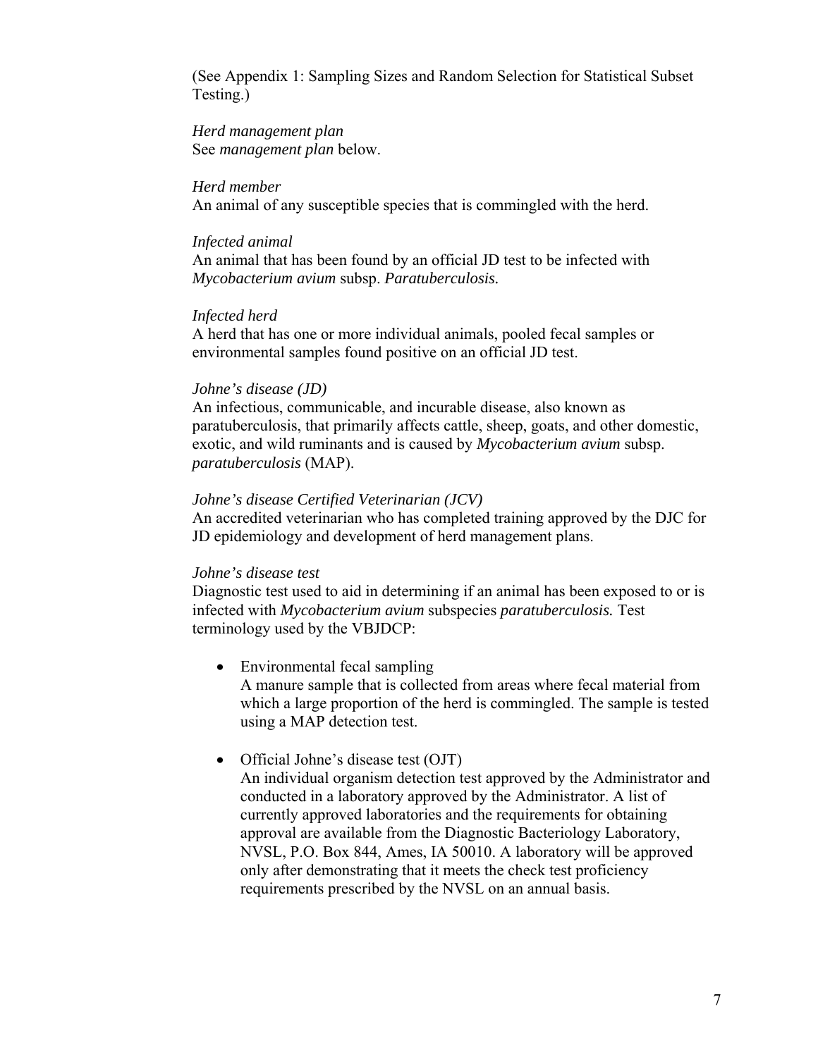(See Appendix 1: Sampling Sizes and Random Selection for Statistical Subset Testing.)

*Herd management plan*
See *management plan* below.

*Herd member*
An animal of any susceptible species that is commingled with the herd.

*Infected animal*
An animal that has been found by an official JD test to be infected with *Mycobacterium avium* subsp. *Paratuberculosis.*

*Infected herd*
A herd that has one or more individual animals, pooled fecal samples or environmental samples found positive on an official JD test.

*Johne's disease (JD)*
An infectious, communicable, and incurable disease, also known as paratuberculosis, that primarily affects cattle, sheep, goats, and other domestic, exotic, and wild ruminants and is caused by *Mycobacterium avium* subsp. *paratuberculosis* (MAP).

*Johne's disease Certified Veterinarian (JCV)*
An accredited veterinarian who has completed training approved by the DJC for JD epidemiology and development of herd management plans.

*Johne's disease test*
Diagnostic test used to aid in determining if an animal has been exposed to or is infected with *Mycobacterium avium* subspecies *paratuberculosis.* Test terminology used by the VBJDCP:

- Environmental fecal sampling
  A manure sample that is collected from areas where fecal material from which a large proportion of the herd is commingled. The sample is tested using a MAP detection test.

- Official Johne's disease test (OJT)
  An individual organism detection test approved by the Administrator and conducted in a laboratory approved by the Administrator. A list of currently approved laboratories and the requirements for obtaining approval are available from the Diagnostic Bacteriology Laboratory, NVSL, P.O. Box 844, Ames, IA 50010. A laboratory will be approved only after demonstrating that it meets the check test proficiency requirements prescribed by the NVSL on an annual basis.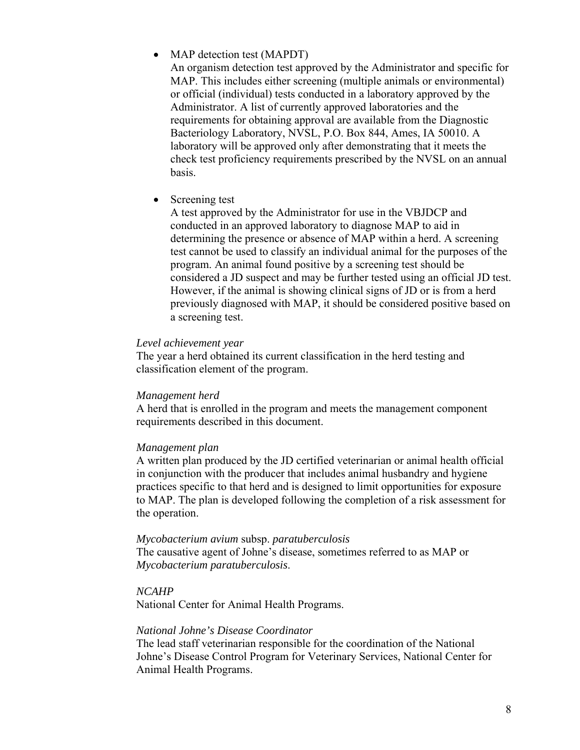- MAP detection test (MAPDT)
  An organism detection test approved by the Administrator and specific for MAP. This includes either screening (multiple animals or environmental) or official (individual) tests conducted in a laboratory approved by the Administrator. A list of currently approved laboratories and the requirements for obtaining approval are available from the Diagnostic Bacteriology Laboratory, NVSL, P.O. Box 844, Ames, IA 50010. A laboratory will be approved only after demonstrating that it meets the check test proficiency requirements prescribed by the NVSL on an annual basis.

- Screening test
  A test approved by the Administrator for use in the VBJDCP and conducted in an approved laboratory to diagnose MAP to aid in determining the presence or absence of MAP within a herd. A screening test cannot be used to classify an individual animal for the purposes of the program. An animal found positive by a screening test should be considered a JD suspect and may be further tested using an official JD test. However, if the animal is showing clinical signs of JD or is from a herd previously diagnosed with MAP, it should be considered positive based on a screening test.

*Level achievement year*
The year a herd obtained its current classification in the herd testing and classification element of the program.

*Management herd*
A herd that is enrolled in the program and meets the management component requirements described in this document.

*Management plan*
A written plan produced by the JD certified veterinarian or animal health official in conjunction with the producer that includes animal husbandry and hygiene practices specific to that herd and is designed to limit opportunities for exposure to MAP. The plan is developed following the completion of a risk assessment for the operation.

*Mycobacterium avium* subsp. *paratuberculosis*
The causative agent of Johne's disease, sometimes referred to as MAP or *Mycobacterium paratuberculosis*.

*NCAHP*
National Center for Animal Health Programs.

*National Johne's Disease Coordinator*
The lead staff veterinarian responsible for the coordination of the National Johne's Disease Control Program for Veterinary Services, National Center for Animal Health Programs.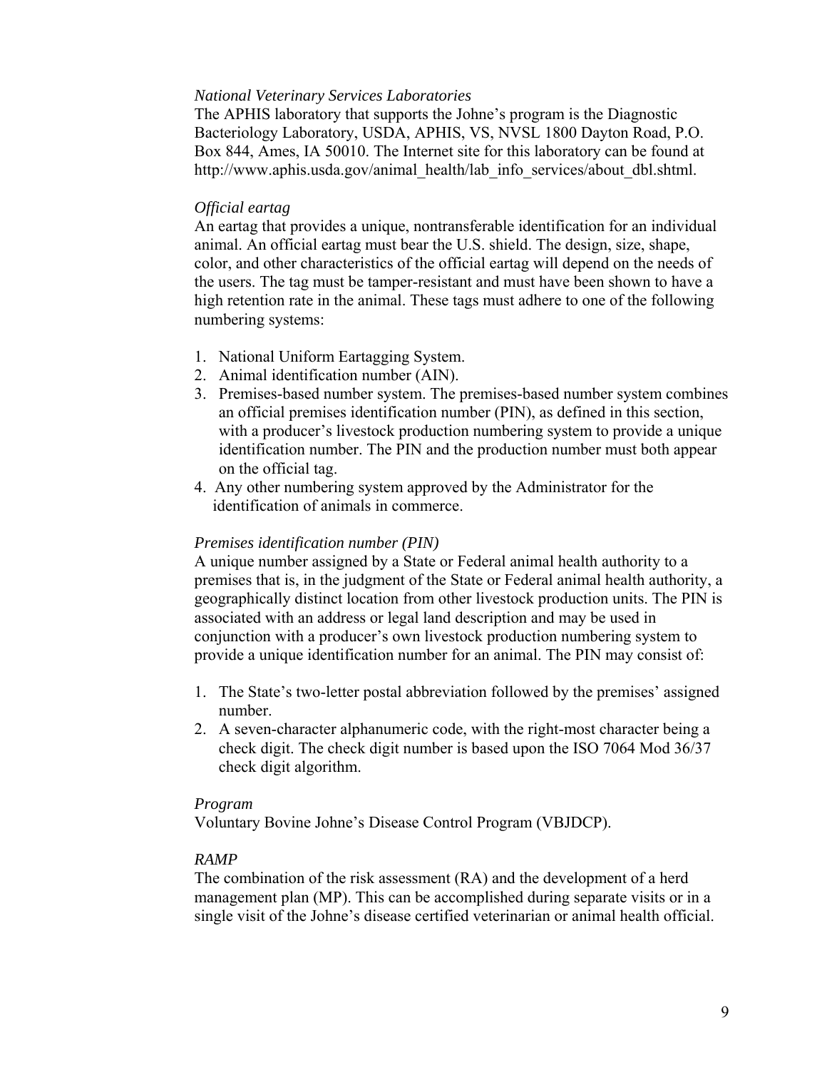*National Veterinary Services Laboratories*
The APHIS laboratory that supports the Johne's program is the Diagnostic Bacteriology Laboratory, USDA, APHIS, VS, NVSL 1800 Dayton Road, P.O. Box 844, Ames, IA 50010. The Internet site for this laboratory can be found at http://www.aphis.usda.gov/animal_health/lab_info_services/about_dbl.shtml.

*Official eartag*
An eartag that provides a unique, nontransferable identification for an individual animal. An official eartag must bear the U.S. shield. The design, size, shape, color, and other characteristics of the official eartag will depend on the needs of the users. The tag must be tamper-resistant and must have been shown to have a high retention rate in the animal. These tags must adhere to one of the following numbering systems:

1. National Uniform Eartagging System.
2. Animal identification number (AIN).
3. Premises-based number system. The premises-based number system combines an official premises identification number (PIN), as defined in this section, with a producer's livestock production numbering system to provide a unique identification number. The PIN and the production number must both appear on the official tag.
4. Any other numbering system approved by the Administrator for the identification of animals in commerce.

*Premises identification number (PIN)*
A unique number assigned by a State or Federal animal health authority to a premises that is, in the judgment of the State or Federal animal health authority, a geographically distinct location from other livestock production units. The PIN is associated with an address or legal land description and may be used in conjunction with a producer's own livestock production numbering system to provide a unique identification number for an animal. The PIN may consist of:

1. The State's two-letter postal abbreviation followed by the premises' assigned number.
2. A seven-character alphanumeric code, with the right-most character being a check digit. The check digit number is based upon the ISO 7064 Mod 36/37 check digit algorithm.

*Program*
Voluntary Bovine Johne's Disease Control Program (VBJDCP).

*RAMP*
The combination of the risk assessment (RA) and the development of a herd management plan (MP). This can be accomplished during separate visits or in a single visit of the Johne's disease certified veterinarian or animal health official.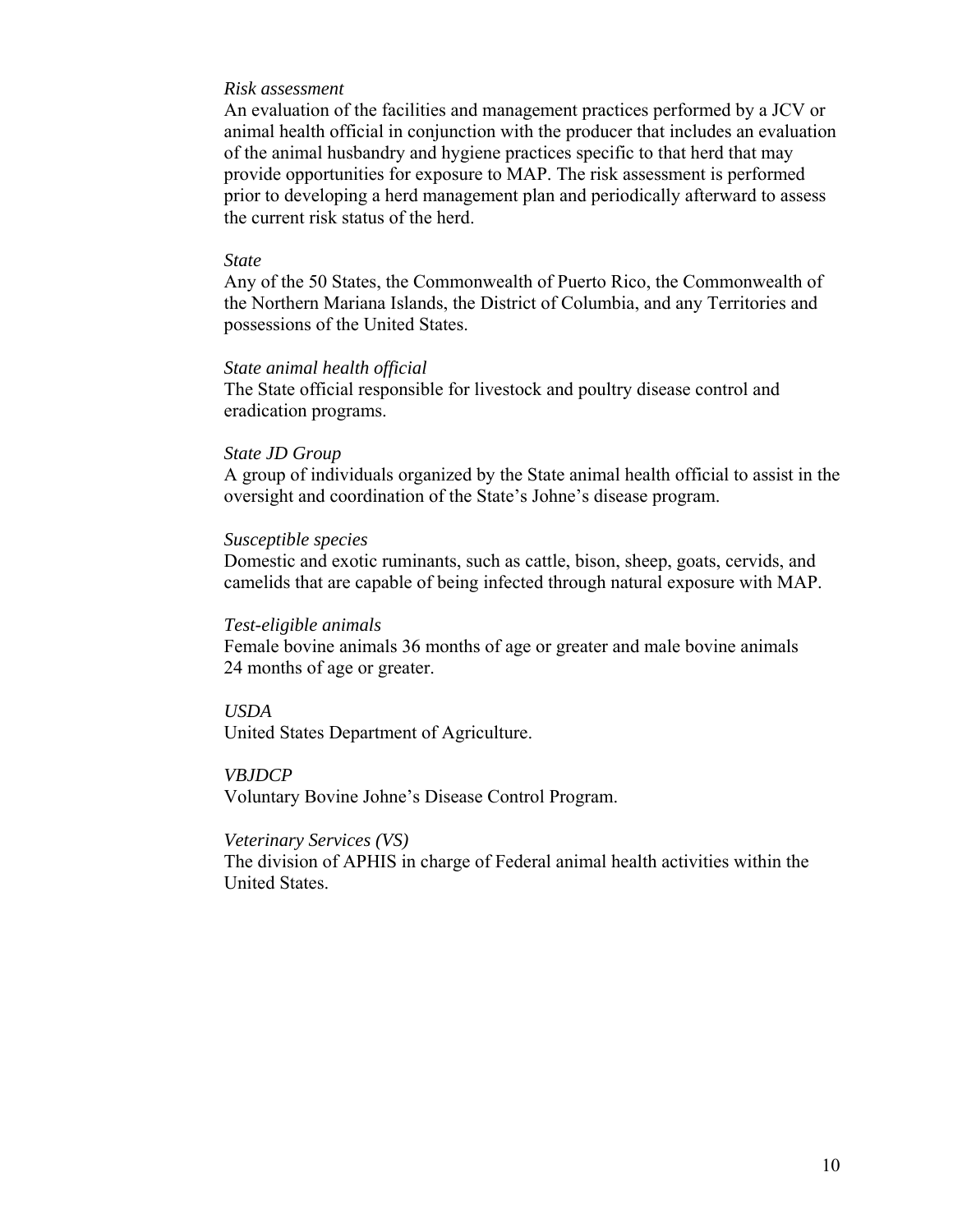*Risk assessment*
An evaluation of the facilities and management practices performed by a JCV or animal health official in conjunction with the producer that includes an evaluation of the animal husbandry and hygiene practices specific to that herd that may provide opportunities for exposure to MAP. The risk assessment is performed prior to developing a herd management plan and periodically afterward to assess the current risk status of the herd.

*State*
Any of the 50 States, the Commonwealth of Puerto Rico, the Commonwealth of the Northern Mariana Islands, the District of Columbia, and any Territories and possessions of the United States.

*State animal health official*
The State official responsible for livestock and poultry disease control and eradication programs.

*State JD Group*
A group of individuals organized by the State animal health official to assist in the oversight and coordination of the State's Johne's disease program.

*Susceptible species*
Domestic and exotic ruminants, such as cattle, bison, sheep, goats, cervids, and camelids that are capable of being infected through natural exposure with MAP.

*Test-eligible animals*
Female bovine animals 36 months of age or greater and male bovine animals 24 months of age or greater.

*USDA*
United States Department of Agriculture.

*VBJDCP*
Voluntary Bovine Johne's Disease Control Program.

*Veterinary Services (VS)*
The division of APHIS in charge of Federal animal health activities within the United States.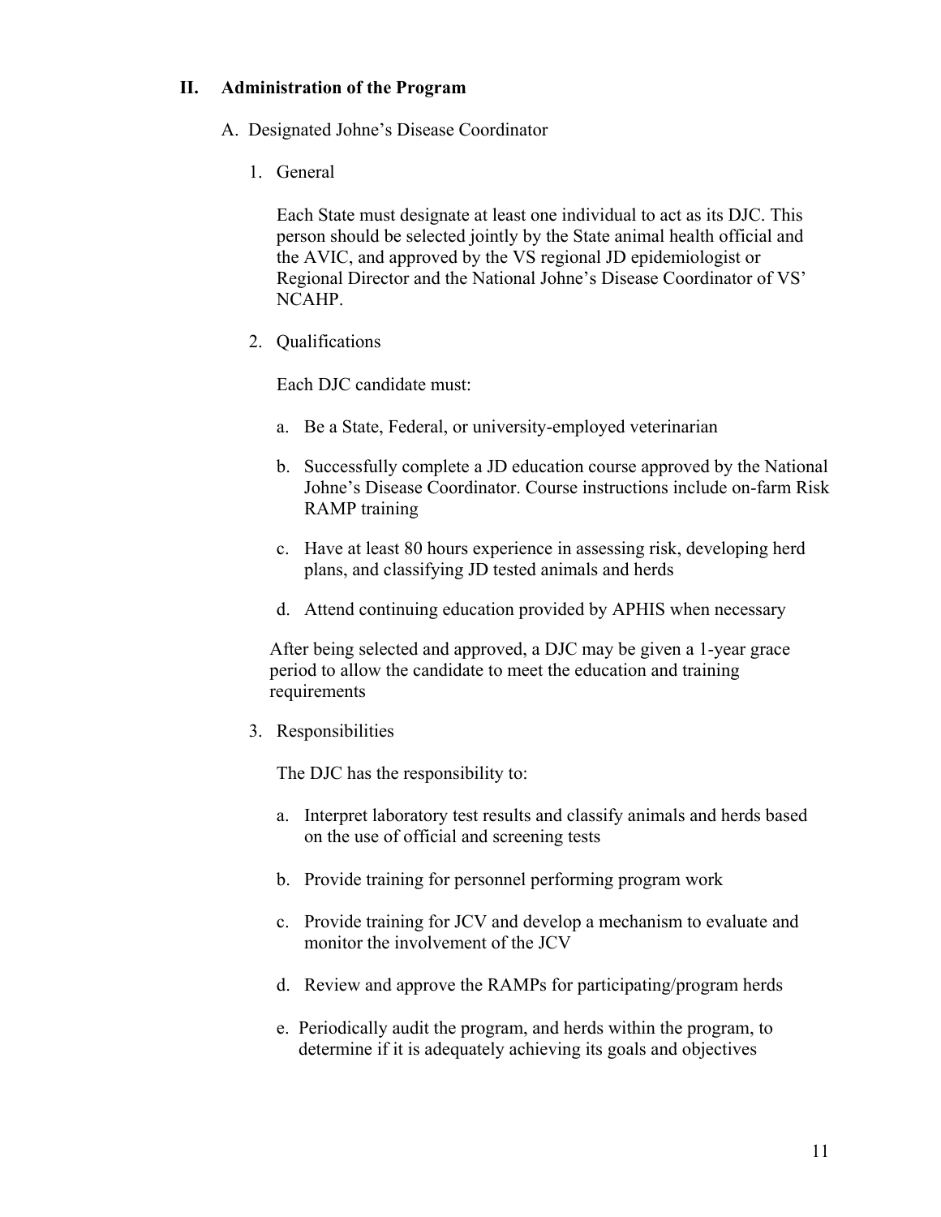## II. Administration of the Program

### A. Designated Johne's Disease Coordinator

1. General

   Each State must designate at least one individual to act as its DJC. This person should be selected jointly by the State animal health official and the AVIC, and approved by the VS regional JD epidemiologist or Regional Director and the National Johne's Disease Coordinator of VS' NCAHP.

2. Qualifications

   Each DJC candidate must:

   a. Be a State, Federal, or university-employed veterinarian

   b. Successfully complete a JD education course approved by the National Johne's Disease Coordinator. Course instructions include on-farm Risk RAMP training

   c. Have at least 80 hours experience in assessing risk, developing herd plans, and classifying JD tested animals and herds

   d. Attend continuing education provided by APHIS when necessary

   After being selected and approved, a DJC may be given a 1-year grace period to allow the candidate to meet the education and training requirements

3. Responsibilities

   The DJC has the responsibility to:

   a. Interpret laboratory test results and classify animals and herds based on the use of official and screening tests

   b. Provide training for personnel performing program work

   c. Provide training for JCV and develop a mechanism to evaluate and monitor the involvement of the JCV

   d. Review and approve the RAMPs for participating/program herds

   e. Periodically audit the program, and herds within the program, to determine if it is adequately achieving its goals and objectives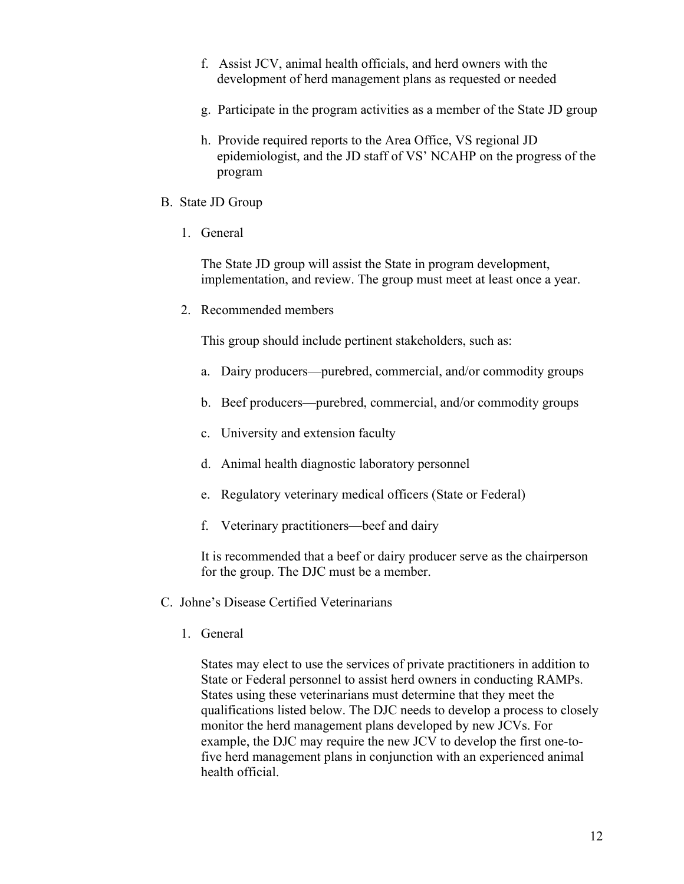f. Assist JCV, animal health officials, and herd owners with the development of herd management plans as requested or needed

g. Participate in the program activities as a member of the State JD group

h. Provide required reports to the Area Office, VS regional JD epidemiologist, and the JD staff of VS' NCAHP on the progress of the program

B. State JD Group

1. General

The State JD group will assist the State in program development, implementation, and review. The group must meet at least once a year.

2. Recommended members

This group should include pertinent stakeholders, such as:

a. Dairy producers—purebred, commercial, and/or commodity groups

b. Beef producers—purebred, commercial, and/or commodity groups

c. University and extension faculty

d. Animal health diagnostic laboratory personnel

e. Regulatory veterinary medical officers (State or Federal)

f. Veterinary practitioners—beef and dairy

It is recommended that a beef or dairy producer serve as the chairperson for the group. The DJC must be a member.

C. Johne's Disease Certified Veterinarians

1. General

States may elect to use the services of private practitioners in addition to State or Federal personnel to assist herd owners in conducting RAMPs. States using these veterinarians must determine that they meet the qualifications listed below. The DJC needs to develop a process to closely monitor the herd management plans developed by new JCVs. For example, the DJC may require the new JCV to develop the first one-to-five herd management plans in conjunction with an experienced animal health official.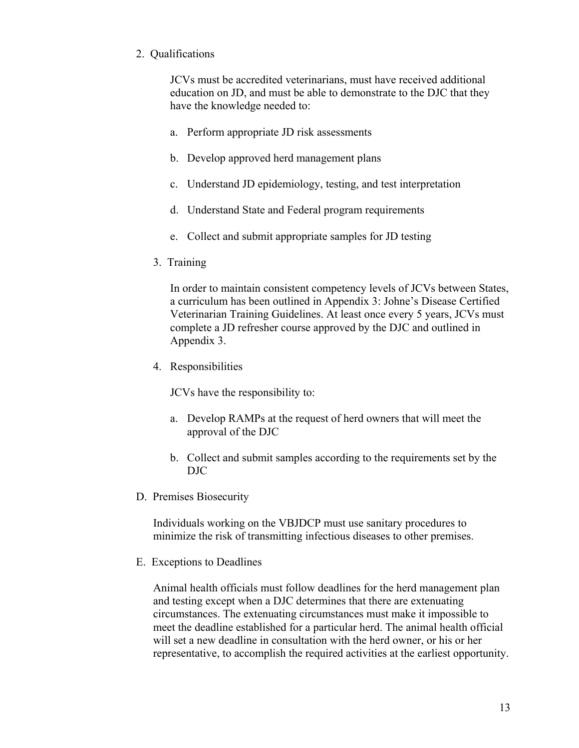2. Qualifications

   JCVs must be accredited veterinarians, must have received additional education on JD, and must be able to demonstrate to the DJC that they have the knowledge needed to:

   a. Perform appropriate JD risk assessments

   b. Develop approved herd management plans

   c. Understand JD epidemiology, testing, and test interpretation

   d. Understand State and Federal program requirements

   e. Collect and submit appropriate samples for JD testing

3. Training

   In order to maintain consistent competency levels of JCVs between States, a curriculum has been outlined in Appendix 3: Johne's Disease Certified Veterinarian Training Guidelines. At least once every 5 years, JCVs must complete a JD refresher course approved by the DJC and outlined in Appendix 3.

4. Responsibilities

   JCVs have the responsibility to:

   a. Develop RAMPs at the request of herd owners that will meet the approval of the DJC

   b. Collect and submit samples according to the requirements set by the DJC

D. Premises Biosecurity

   Individuals working on the VBJDCP must use sanitary procedures to minimize the risk of transmitting infectious diseases to other premises.

E. Exceptions to Deadlines

   Animal health officials must follow deadlines for the herd management plan and testing except when a DJC determines that there are extenuating circumstances. The extenuating circumstances must make it impossible to meet the deadline established for a particular herd. The animal health official will set a new deadline in consultation with the herd owner, or his or her representative, to accomplish the required activities at the earliest opportunity.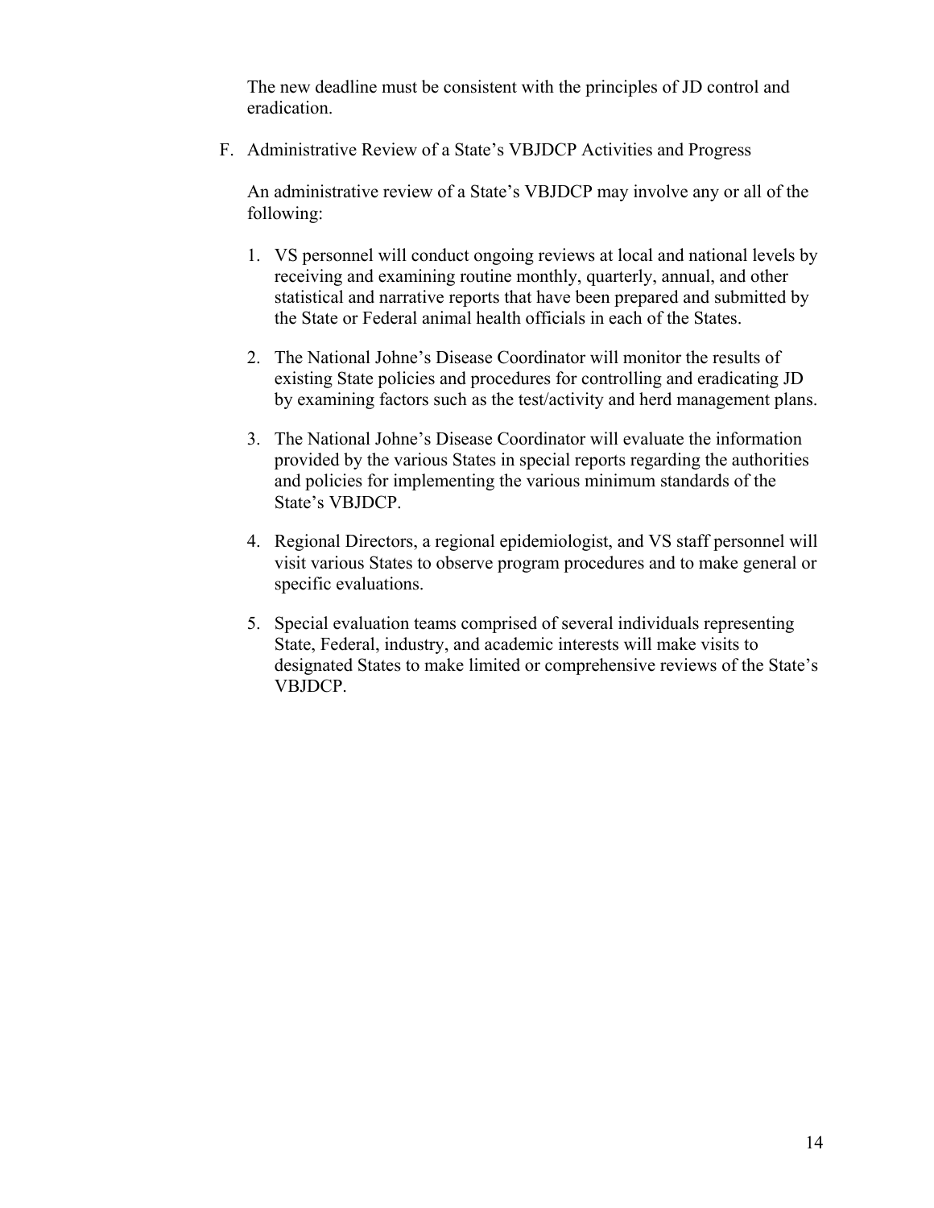The new deadline must be consistent with the principles of JD control and eradication.

F. Administrative Review of a State's VBJDCP Activities and Progress

An administrative review of a State's VBJDCP may involve any or all of the following:

1. VS personnel will conduct ongoing reviews at local and national levels by receiving and examining routine monthly, quarterly, annual, and other statistical and narrative reports that have been prepared and submitted by the State or Federal animal health officials in each of the States.

2. The National Johne's Disease Coordinator will monitor the results of existing State policies and procedures for controlling and eradicating JD by examining factors such as the test/activity and herd management plans.

3. The National Johne's Disease Coordinator will evaluate the information provided by the various States in special reports regarding the authorities and policies for implementing the various minimum standards of the State's VBJDCP.

4. Regional Directors, a regional epidemiologist, and VS staff personnel will visit various States to observe program procedures and to make general or specific evaluations.

5. Special evaluation teams comprised of several individuals representing State, Federal, industry, and academic interests will make visits to designated States to make limited or comprehensive reviews of the State's VBJDCP.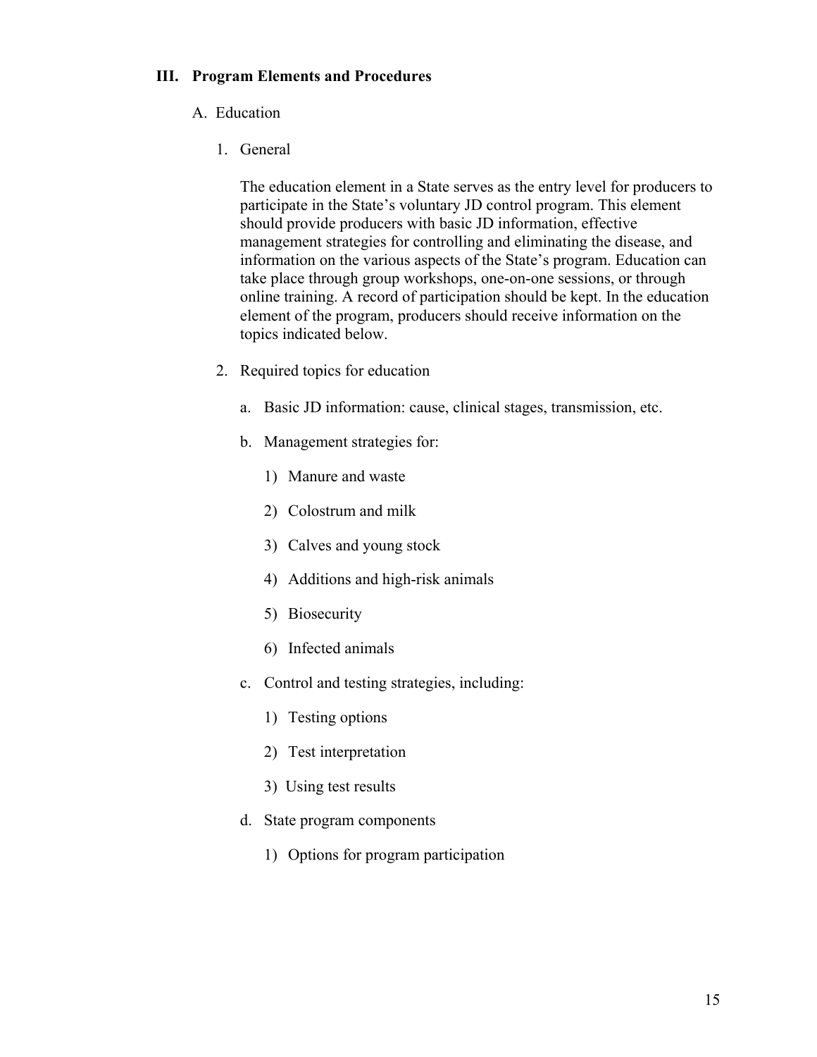## III. Program Elements and Procedures

### A. Education

1. General

   The education element in a State serves as the entry level for producers to participate in the State's voluntary JD control program. This element should provide producers with basic JD information, effective management strategies for controlling and eliminating the disease, and information on the various aspects of the State's program. Education can take place through group workshops, one-on-one sessions, or through online training. A record of participation should be kept. In the education element of the program, producers should receive information on the topics indicated below.

2. Required topics for education

   a. Basic JD information: cause, clinical stages, transmission, etc.

   b. Management strategies for:

      1) Manure and waste

      2) Colostrum and milk

      3) Calves and young stock

      4) Additions and high-risk animals

      5) Biosecurity

      6) Infected animals

   c. Control and testing strategies, including:

      1) Testing options

      2) Test interpretation

      3) Using test results

   d. State program components

      1) Options for program participation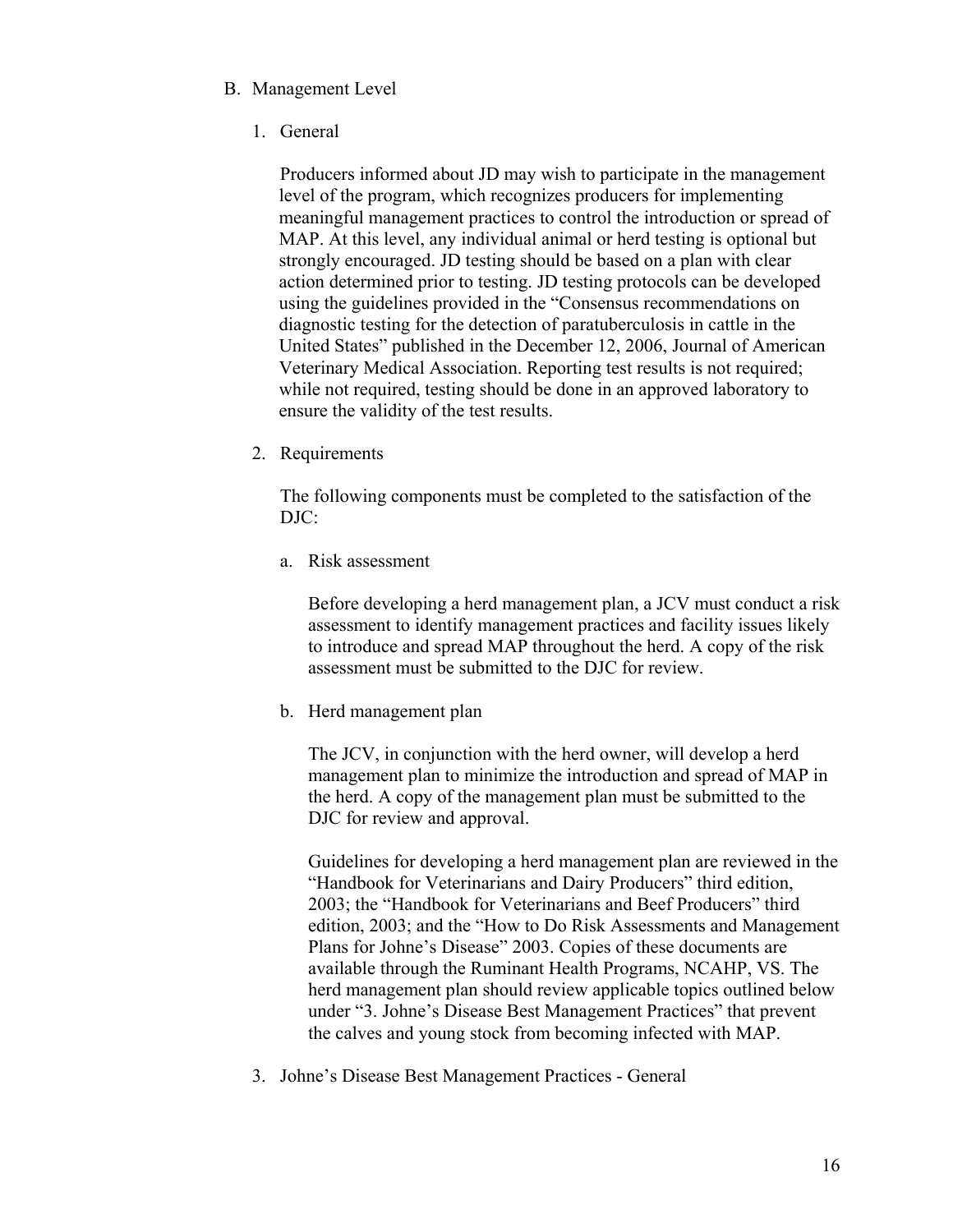## B. Management Level

### 1. General

Producers informed about JD may wish to participate in the management level of the program, which recognizes producers for implementing meaningful management practices to control the introduction or spread of MAP. At this level, any individual animal or herd testing is optional but strongly encouraged. JD testing should be based on a plan with clear action determined prior to testing. JD testing protocols can be developed using the guidelines provided in the "Consensus recommendations on diagnostic testing for the detection of paratuberculosis in cattle in the United States" published in the December 12, 2006, Journal of American Veterinary Medical Association. Reporting test results is not required; while not required, testing should be done in an approved laboratory to ensure the validity of the test results.

### 2. Requirements

The following components must be completed to the satisfaction of the DJC:

a. Risk assessment

Before developing a herd management plan, a JCV must conduct a risk assessment to identify management practices and facility issues likely to introduce and spread MAP throughout the herd. A copy of the risk assessment must be submitted to the DJC for review.

b. Herd management plan

The JCV, in conjunction with the herd owner, will develop a herd management plan to minimize the introduction and spread of MAP in the herd. A copy of the management plan must be submitted to the DJC for review and approval.

Guidelines for developing a herd management plan are reviewed in the "Handbook for Veterinarians and Dairy Producers" third edition, 2003; the "Handbook for Veterinarians and Beef Producers" third edition, 2003; and the "How to Do Risk Assessments and Management Plans for Johne's Disease" 2003. Copies of these documents are available through the Ruminant Health Programs, NCAHP, VS. The herd management plan should review applicable topics outlined below under "3. Johne's Disease Best Management Practices" that prevent the calves and young stock from becoming infected with MAP.

### 3. Johne's Disease Best Management Practices - General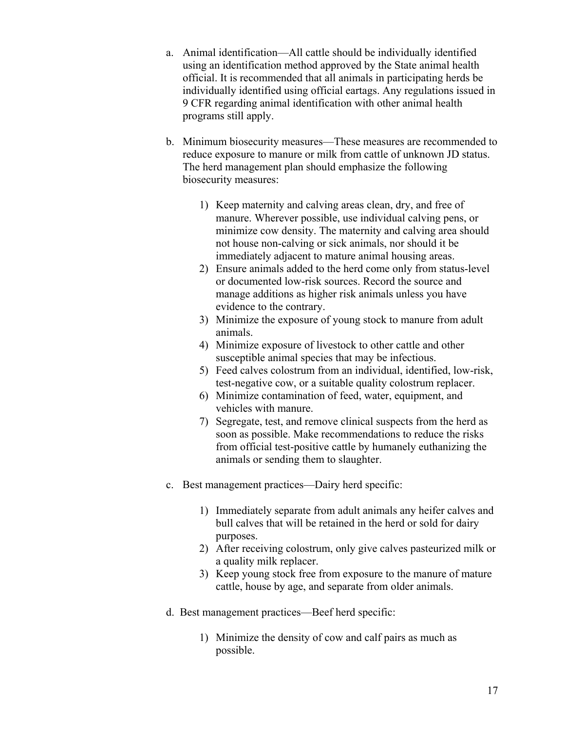a. Animal identification—All cattle should be individually identified using an identification method approved by the State animal health official. It is recommended that all animals in participating herds be individually identified using official eartags. Any regulations issued in 9 CFR regarding animal identification with other animal health programs still apply.

b. Minimum biosecurity measures—These measures are recommended to reduce exposure to manure or milk from cattle of unknown JD status. The herd management plan should emphasize the following biosecurity measures:

    1) Keep maternity and calving areas clean, dry, and free of manure. Wherever possible, use individual calving pens, or minimize cow density. The maternity and calving area should not house non-calving or sick animals, nor should it be immediately adjacent to mature animal housing areas.
    2) Ensure animals added to the herd come only from status-level or documented low-risk sources. Record the source and manage additions as higher risk animals unless you have evidence to the contrary.
    3) Minimize the exposure of young stock to manure from adult animals.
    4) Minimize exposure of livestock to other cattle and other susceptible animal species that may be infectious.
    5) Feed calves colostrum from an individual, identified, low-risk, test-negative cow, or a suitable quality colostrum replacer.
    6) Minimize contamination of feed, water, equipment, and vehicles with manure.
    7) Segregate, test, and remove clinical suspects from the herd as soon as possible. Make recommendations to reduce the risks from official test-positive cattle by humanely euthanizing the animals or sending them to slaughter.

c. Best management practices—Dairy herd specific:

    1) Immediately separate from adult animals any heifer calves and bull calves that will be retained in the herd or sold for dairy purposes.
    2) After receiving colostrum, only give calves pasteurized milk or a quality milk replacer.
    3) Keep young stock free from exposure to the manure of mature cattle, house by age, and separate from older animals.

d. Best management practices—Beef herd specific:

    1) Minimize the density of cow and calf pairs as much as possible.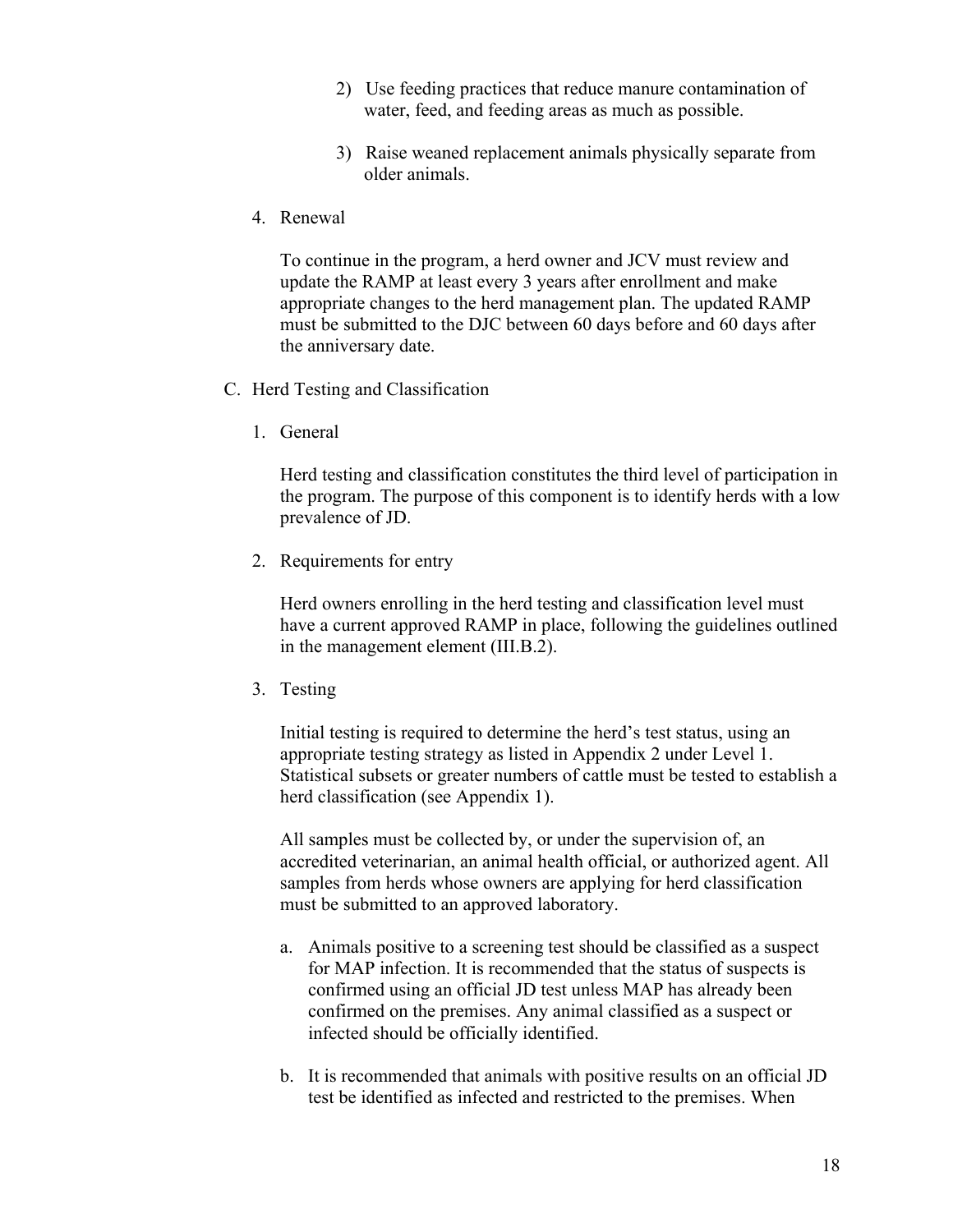2) Use feeding practices that reduce manure contamination of water, feed, and feeding areas as much as possible.

3) Raise weaned replacement animals physically separate from older animals.

4. Renewal

To continue in the program, a herd owner and JCV must review and update the RAMP at least every 3 years after enrollment and make appropriate changes to the herd management plan. The updated RAMP must be submitted to the DJC between 60 days before and 60 days after the anniversary date.

C. Herd Testing and Classification

1. General

Herd testing and classification constitutes the third level of participation in the program. The purpose of this component is to identify herds with a low prevalence of JD.

2. Requirements for entry

Herd owners enrolling in the herd testing and classification level must have a current approved RAMP in place, following the guidelines outlined in the management element (III.B.2).

3. Testing

Initial testing is required to determine the herd's test status, using an appropriate testing strategy as listed in Appendix 2 under Level 1. Statistical subsets or greater numbers of cattle must be tested to establish a herd classification (see Appendix 1).

All samples must be collected by, or under the supervision of, an accredited veterinarian, an animal health official, or authorized agent. All samples from herds whose owners are applying for herd classification must be submitted to an approved laboratory.

a. Animals positive to a screening test should be classified as a suspect for MAP infection. It is recommended that the status of suspects is confirmed using an official JD test unless MAP has already been confirmed on the premises. Any animal classified as a suspect or infected should be officially identified.

b. It is recommended that animals with positive results on an official JD test be identified as infected and restricted to the premises. When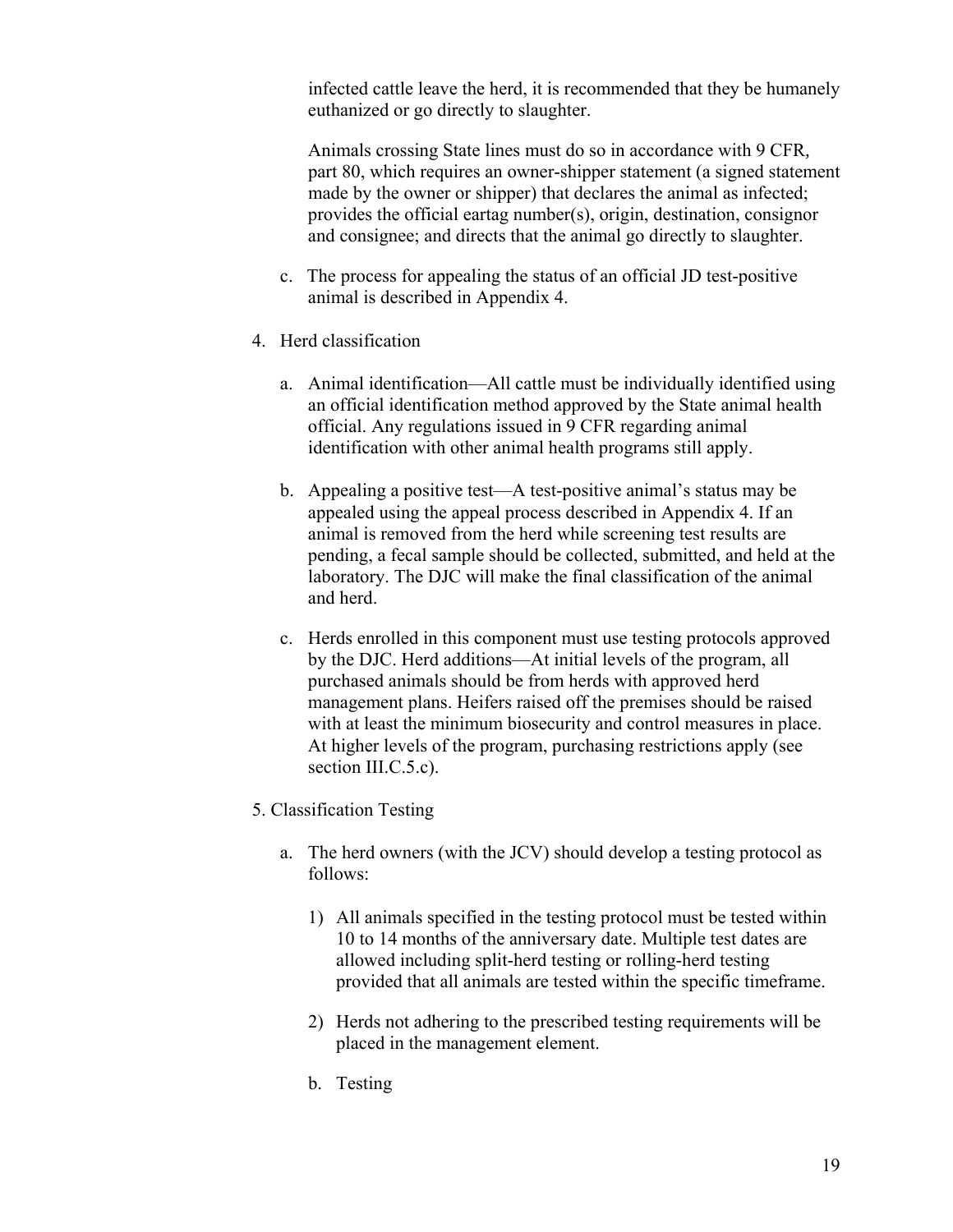infected cattle leave the herd, it is recommended that they be humanely euthanized or go directly to slaughter.

Animals crossing State lines must do so in accordance with 9 CFR, part 80, which requires an owner-shipper statement (a signed statement made by the owner or shipper) that declares the animal as infected; provides the official eartag number(s), origin, destination, consignor and consignee; and directs that the animal go directly to slaughter.

c. The process for appealing the status of an official JD test-positive animal is described in Appendix 4.

4. Herd classification

   a. Animal identification—All cattle must be individually identified using an official identification method approved by the State animal health official. Any regulations issued in 9 CFR regarding animal identification with other animal health programs still apply.

   b. Appealing a positive test—A test-positive animal's status may be appealed using the appeal process described in Appendix 4. If an animal is removed from the herd while screening test results are pending, a fecal sample should be collected, submitted, and held at the laboratory. The DJC will make the final classification of the animal and herd.

   c. Herds enrolled in this component must use testing protocols approved by the DJC. Herd additions—At initial levels of the program, all purchased animals should be from herds with approved herd management plans. Heifers raised off the premises should be raised with at least the minimum biosecurity and control measures in place. At higher levels of the program, purchasing restrictions apply (see section III.C.5.c).

5. Classification Testing

   a. The herd owners (with the JCV) should develop a testing protocol as follows:

      1) All animals specified in the testing protocol must be tested within 10 to 14 months of the anniversary date. Multiple test dates are allowed including split-herd testing or rolling-herd testing provided that all animals are tested within the specific timeframe.

      2) Herds not adhering to the prescribed testing requirements will be placed in the management element.

   b. Testing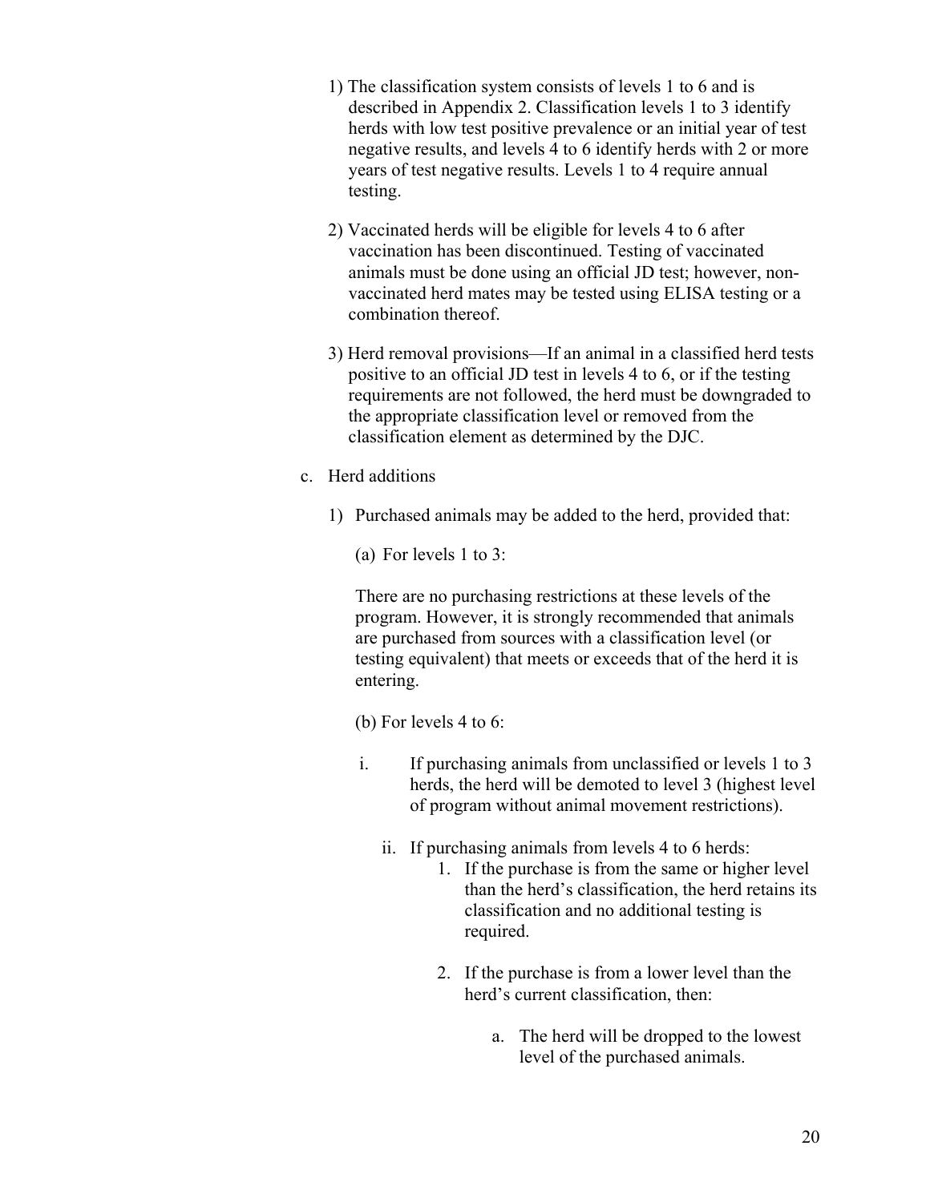1) The classification system consists of levels 1 to 6 and is described in Appendix 2. Classification levels 1 to 3 identify herds with low test positive prevalence or an initial year of test negative results, and levels 4 to 6 identify herds with 2 or more years of test negative results. Levels 1 to 4 require annual testing.

2) Vaccinated herds will be eligible for levels 4 to 6 after vaccination has been discontinued. Testing of vaccinated animals must be done using an official JD test; however, non-vaccinated herd mates may be tested using ELISA testing or a combination thereof.

3) Herd removal provisions—If an animal in a classified herd tests positive to an official JD test in levels 4 to 6, or if the testing requirements are not followed, the herd must be downgraded to the appropriate classification level or removed from the classification element as determined by the DJC.

c. Herd additions

1) Purchased animals may be added to the herd, provided that:

(a) For levels 1 to 3:

There are no purchasing restrictions at these levels of the program. However, it is strongly recommended that animals are purchased from sources with a classification level (or testing equivalent) that meets or exceeds that of the herd it is entering.

(b) For levels 4 to 6:

i. If purchasing animals from unclassified or levels 1 to 3 herds, the herd will be demoted to level 3 (highest level of program without animal movement restrictions).

ii. If purchasing animals from levels 4 to 6 herds:

1. If the purchase is from the same or higher level than the herd's classification, the herd retains its classification and no additional testing is required.

2. If the purchase is from a lower level than the herd's current classification, then:

a. The herd will be dropped to the lowest level of the purchased animals.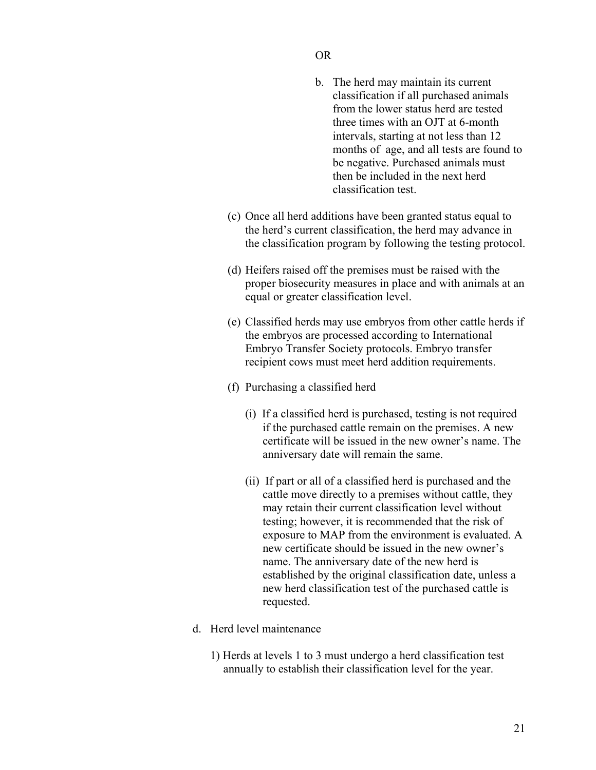OR

b. The herd may maintain its current classification if all purchased animals from the lower status herd are tested three times with an OJT at 6-month intervals, starting at not less than 12 months of age, and all tests are found to be negative. Purchased animals must then be included in the next herd classification test.

(c) Once all herd additions have been granted status equal to the herd's current classification, the herd may advance in the classification program by following the testing protocol.

(d) Heifers raised off the premises must be raised with the proper biosecurity measures in place and with animals at an equal or greater classification level.

(e) Classified herds may use embryos from other cattle herds if the embryos are processed according to International Embryo Transfer Society protocols. Embryo transfer recipient cows must meet herd addition requirements.

(f) Purchasing a classified herd

(i) If a classified herd is purchased, testing is not required if the purchased cattle remain on the premises. A new certificate will be issued in the new owner's name. The anniversary date will remain the same.

(ii) If part or all of a classified herd is purchased and the cattle move directly to a premises without cattle, they may retain their current classification level without testing; however, it is recommended that the risk of exposure to MAP from the environment is evaluated. A new certificate should be issued in the new owner's name. The anniversary date of the new herd is established by the original classification date, unless a new herd classification test of the purchased cattle is requested.

d. Herd level maintenance

1) Herds at levels 1 to 3 must undergo a herd classification test annually to establish their classification level for the year.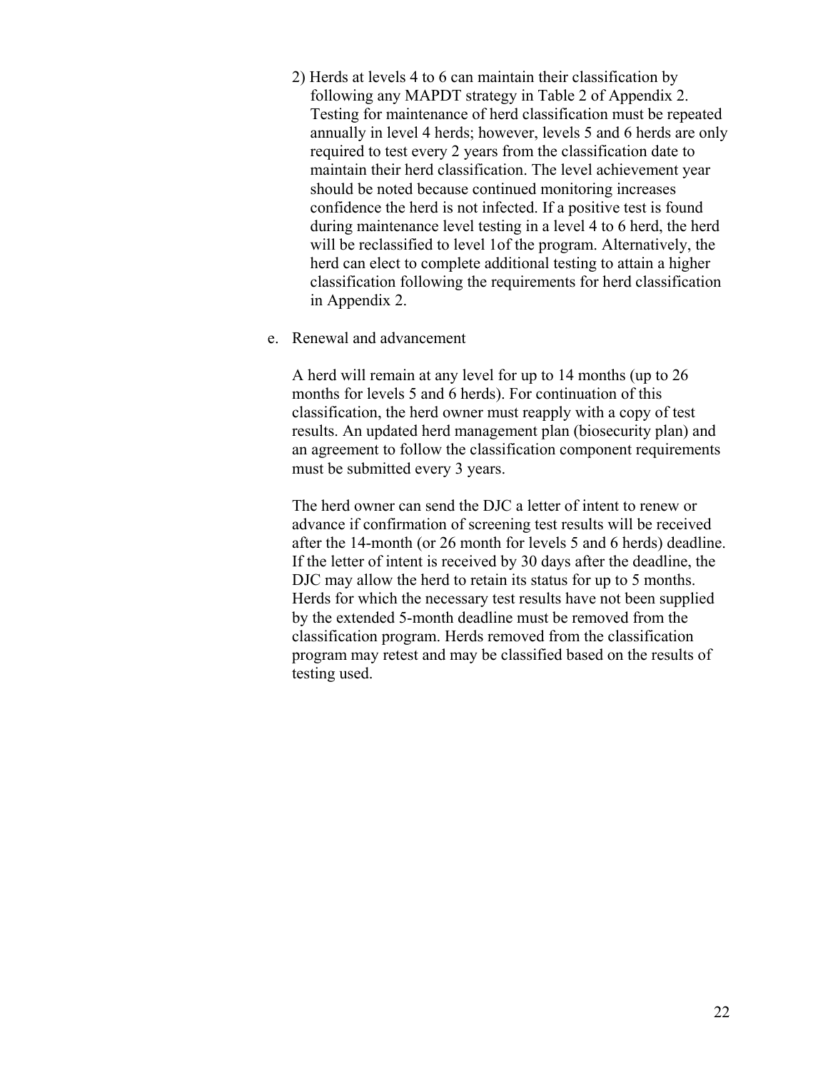2) Herds at levels 4 to 6 can maintain their classification by following any MAPDT strategy in Table 2 of Appendix 2. Testing for maintenance of herd classification must be repeated annually in level 4 herds; however, levels 5 and 6 herds are only required to test every 2 years from the classification date to maintain their herd classification. The level achievement year should be noted because continued monitoring increases confidence the herd is not infected. If a positive test is found during maintenance level testing in a level 4 to 6 herd, the herd will be reclassified to level 1of the program. Alternatively, the herd can elect to complete additional testing to attain a higher classification following the requirements for herd classification in Appendix 2.

e. Renewal and advancement

A herd will remain at any level for up to 14 months (up to 26 months for levels 5 and 6 herds). For continuation of this classification, the herd owner must reapply with a copy of test results. An updated herd management plan (biosecurity plan) and an agreement to follow the classification component requirements must be submitted every 3 years.

The herd owner can send the DJC a letter of intent to renew or advance if confirmation of screening test results will be received after the 14-month (or 26 month for levels 5 and 6 herds) deadline. If the letter of intent is received by 30 days after the deadline, the DJC may allow the herd to retain its status for up to 5 months. Herds for which the necessary test results have not been supplied by the extended 5-month deadline must be removed from the classification program. Herds removed from the classification program may retest and may be classified based on the results of testing used.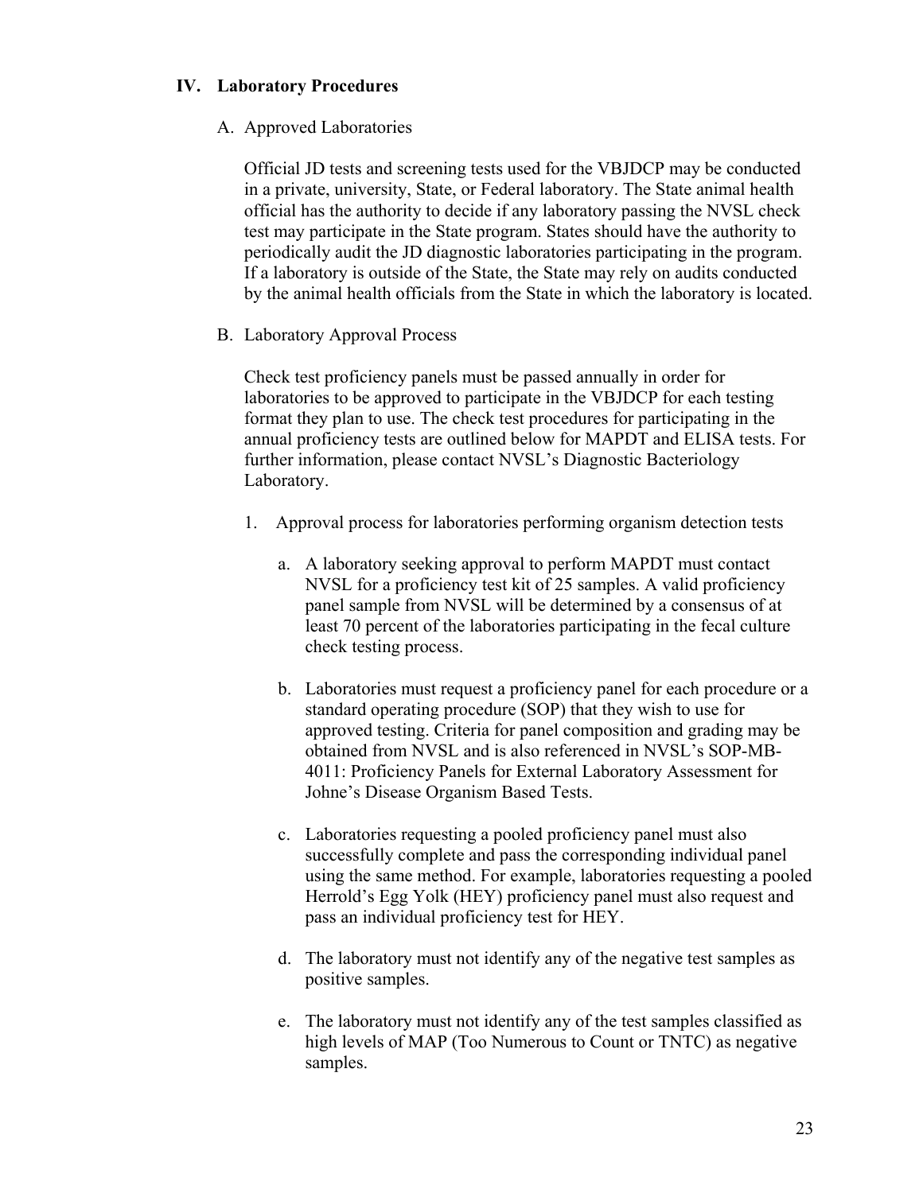## IV. Laboratory Procedures

### A. Approved Laboratories

Official JD tests and screening tests used for the VBJDCP may be conducted in a private, university, State, or Federal laboratory. The State animal health official has the authority to decide if any laboratory passing the NVSL check test may participate in the State program. States should have the authority to periodically audit the JD diagnostic laboratories participating in the program. If a laboratory is outside of the State, the State may rely on audits conducted by the animal health officials from the State in which the laboratory is located.

### B. Laboratory Approval Process

Check test proficiency panels must be passed annually in order for laboratories to be approved to participate in the VBJDCP for each testing format they plan to use. The check test procedures for participating in the annual proficiency tests are outlined below for MAPDT and ELISA tests. For further information, please contact NVSL's Diagnostic Bacteriology Laboratory.

1. Approval process for laboratories performing organism detection tests

   a. A laboratory seeking approval to perform MAPDT must contact NVSL for a proficiency test kit of 25 samples. A valid proficiency panel sample from NVSL will be determined by a consensus of at least 70 percent of the laboratories participating in the fecal culture check testing process.

   b. Laboratories must request a proficiency panel for each procedure or a standard operating procedure (SOP) that they wish to use for approved testing. Criteria for panel composition and grading may be obtained from NVSL and is also referenced in NVSL's SOP-MB-4011: Proficiency Panels for External Laboratory Assessment for Johne's Disease Organism Based Tests.

   c. Laboratories requesting a pooled proficiency panel must also successfully complete and pass the corresponding individual panel using the same method. For example, laboratories requesting a pooled Herrold's Egg Yolk (HEY) proficiency panel must also request and pass an individual proficiency test for HEY.

   d. The laboratory must not identify any of the negative test samples as positive samples.

   e. The laboratory must not identify any of the test samples classified as high levels of MAP (Too Numerous to Count or TNTC) as negative samples.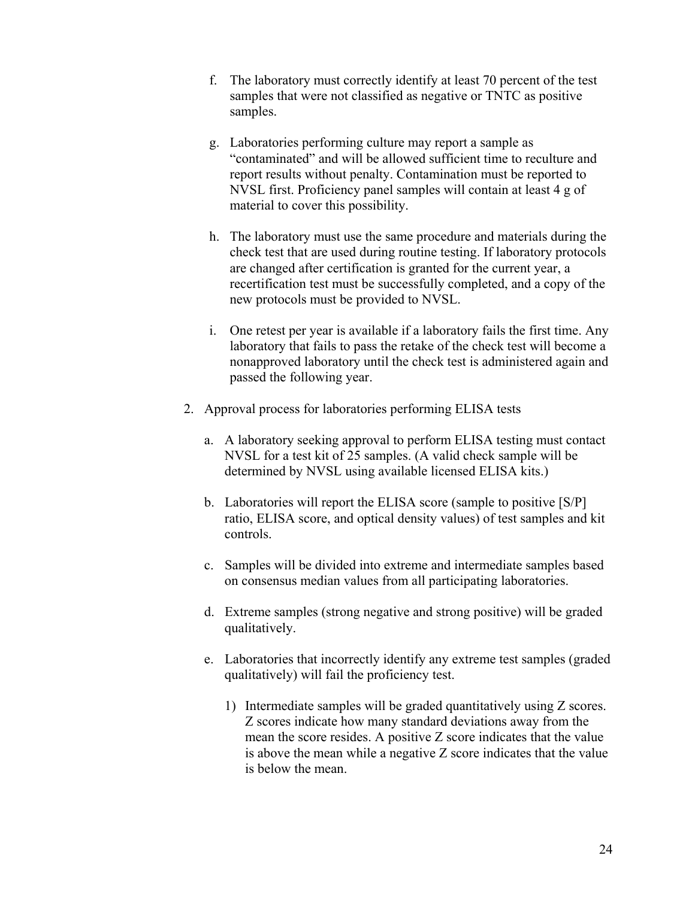f. The laboratory must correctly identify at least 70 percent of the test samples that were not classified as negative or TNTC as positive samples.

g. Laboratories performing culture may report a sample as "contaminated" and will be allowed sufficient time to reculture and report results without penalty. Contamination must be reported to NVSL first. Proficiency panel samples will contain at least 4 g of material to cover this possibility.

h. The laboratory must use the same procedure and materials during the check test that are used during routine testing. If laboratory protocols are changed after certification is granted for the current year, a recertification test must be successfully completed, and a copy of the new protocols must be provided to NVSL.

i. One retest per year is available if a laboratory fails the first time. Any laboratory that fails to pass the retake of the check test will become a nonapproved laboratory until the check test is administered again and passed the following year.

2. Approval process for laboratories performing ELISA tests

   a. A laboratory seeking approval to perform ELISA testing must contact NVSL for a test kit of 25 samples. (A valid check sample will be determined by NVSL using available licensed ELISA kits.)

   b. Laboratories will report the ELISA score (sample to positive [S/P] ratio, ELISA score, and optical density values) of test samples and kit controls.

   c. Samples will be divided into extreme and intermediate samples based on consensus median values from all participating laboratories.

   d. Extreme samples (strong negative and strong positive) will be graded qualitatively.

   e. Laboratories that incorrectly identify any extreme test samples (graded qualitatively) will fail the proficiency test.

      1) Intermediate samples will be graded quantitatively using Z scores. Z scores indicate how many standard deviations away from the mean the score resides. A positive Z score indicates that the value is above the mean while a negative Z score indicates that the value is below the mean.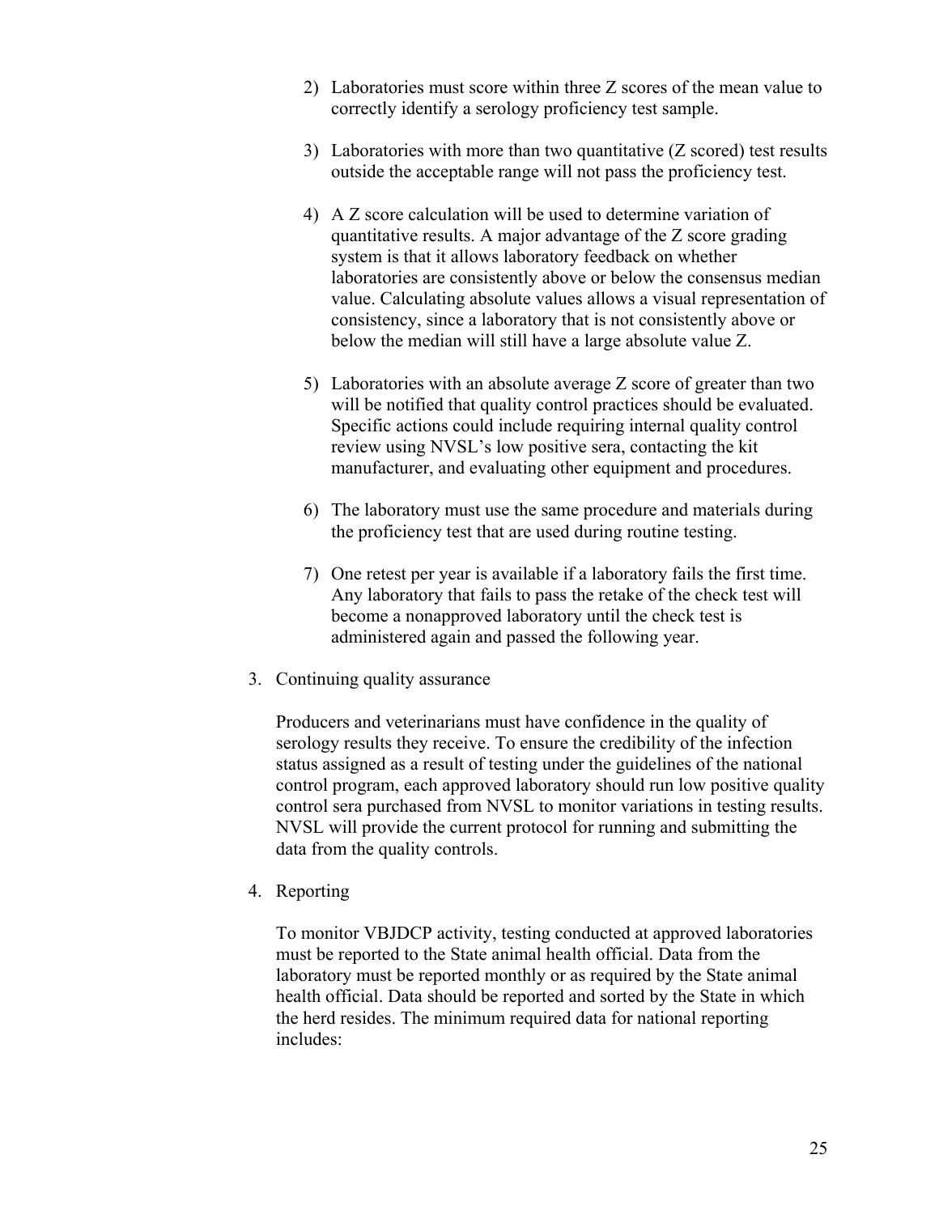2) Laboratories must score within three Z scores of the mean value to correctly identify a serology proficiency test sample.

3) Laboratories with more than two quantitative (Z scored) test results outside the acceptable range will not pass the proficiency test.

4) A Z score calculation will be used to determine variation of quantitative results. A major advantage of the Z score grading system is that it allows laboratory feedback on whether laboratories are consistently above or below the consensus median value. Calculating absolute values allows a visual representation of consistency, since a laboratory that is not consistently above or below the median will still have a large absolute value Z.

5) Laboratories with an absolute average Z score of greater than two will be notified that quality control practices should be evaluated. Specific actions could include requiring internal quality control review using NVSL's low positive sera, contacting the kit manufacturer, and evaluating other equipment and procedures.

6) The laboratory must use the same procedure and materials during the proficiency test that are used during routine testing.

7) One retest per year is available if a laboratory fails the first time. Any laboratory that fails to pass the retake of the check test will become a nonapproved laboratory until the check test is administered again and passed the following year.

3. Continuing quality assurance

   Producers and veterinarians must have confidence in the quality of serology results they receive. To ensure the credibility of the infection status assigned as a result of testing under the guidelines of the national control program, each approved laboratory should run low positive quality control sera purchased from NVSL to monitor variations in testing results. NVSL will provide the current protocol for running and submitting the data from the quality controls.

4. Reporting

   To monitor VBJDCP activity, testing conducted at approved laboratories must be reported to the State animal health official. Data from the laboratory must be reported monthly or as required by the State animal health official. Data should be reported and sorted by the State in which the herd resides. The minimum required data for national reporting includes: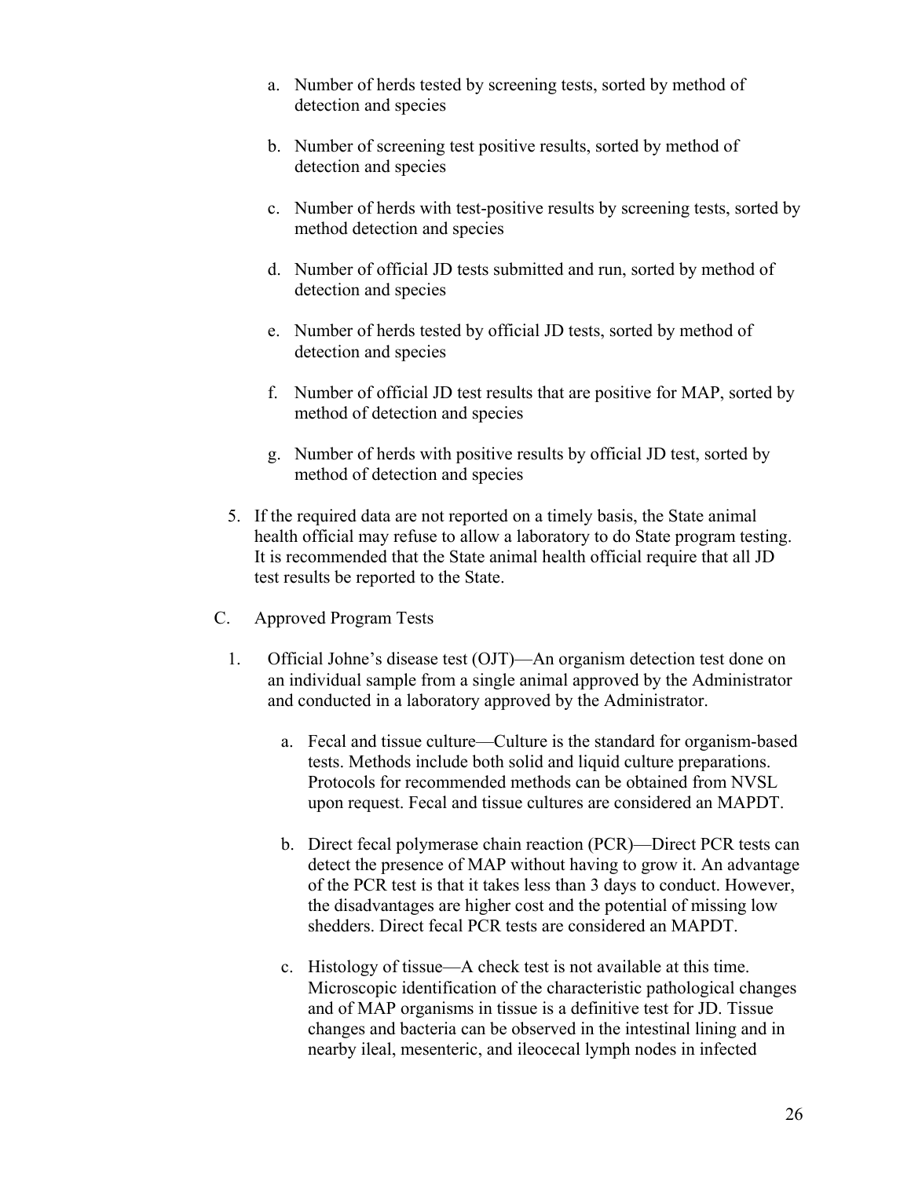a. Number of herds tested by screening tests, sorted by method of detection and species

b. Number of screening test positive results, sorted by method of detection and species

c. Number of herds with test-positive results by screening tests, sorted by method detection and species

d. Number of official JD tests submitted and run, sorted by method of detection and species

e. Number of herds tested by official JD tests, sorted by method of detection and species

f. Number of official JD test results that are positive for MAP, sorted by method of detection and species

g. Number of herds with positive results by official JD test, sorted by method of detection and species

5. If the required data are not reported on a timely basis, the State animal health official may refuse to allow a laboratory to do State program testing. It is recommended that the State animal health official require that all JD test results be reported to the State.

C. Approved Program Tests

1. Official Johne's disease test (OJT)—An organism detection test done on an individual sample from a single animal approved by the Administrator and conducted in a laboratory approved by the Administrator.

   a. Fecal and tissue culture—Culture is the standard for organism-based tests. Methods include both solid and liquid culture preparations. Protocols for recommended methods can be obtained from NVSL upon request. Fecal and tissue cultures are considered an MAPDT.

   b. Direct fecal polymerase chain reaction (PCR)—Direct PCR tests can detect the presence of MAP without having to grow it. An advantage of the PCR test is that it takes less than 3 days to conduct. However, the disadvantages are higher cost and the potential of missing low shedders. Direct fecal PCR tests are considered an MAPDT.

   c. Histology of tissue—A check test is not available at this time. Microscopic identification of the characteristic pathological changes and of MAP organisms in tissue is a definitive test for JD. Tissue changes and bacteria can be observed in the intestinal lining and in nearby ileal, mesenteric, and ileocecal lymph nodes in infected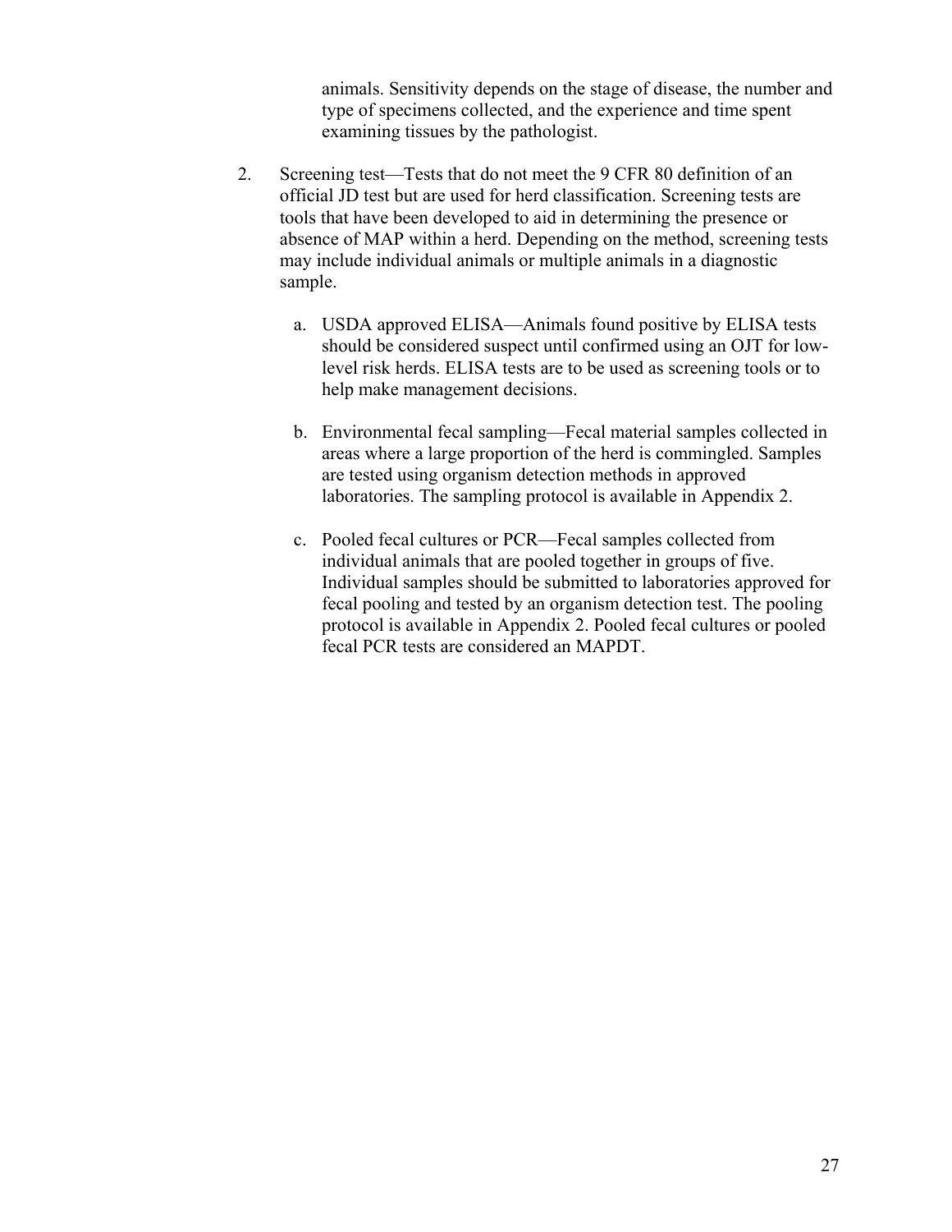animals. Sensitivity depends on the stage of disease, the number and type of specimens collected, and the experience and time spent examining tissues by the pathologist.

2. Screening test—Tests that do not meet the 9 CFR 80 definition of an official JD test but are used for herd classification. Screening tests are tools that have been developed to aid in determining the presence or absence of MAP within a herd. Depending on the method, screening tests may include individual animals or multiple animals in a diagnostic sample.

   a. USDA approved ELISA—Animals found positive by ELISA tests should be considered suspect until confirmed using an OJT for low-level risk herds. ELISA tests are to be used as screening tools or to help make management decisions.

   b. Environmental fecal sampling—Fecal material samples collected in areas where a large proportion of the herd is commingled. Samples are tested using organism detection methods in approved laboratories. The sampling protocol is available in Appendix 2.

   c. Pooled fecal cultures or PCR—Fecal samples collected from individual animals that are pooled together in groups of five. Individual samples should be submitted to laboratories approved for fecal pooling and tested by an organism detection test. The pooling protocol is available in Appendix 2. Pooled fecal cultures or pooled fecal PCR tests are considered an MAPDT.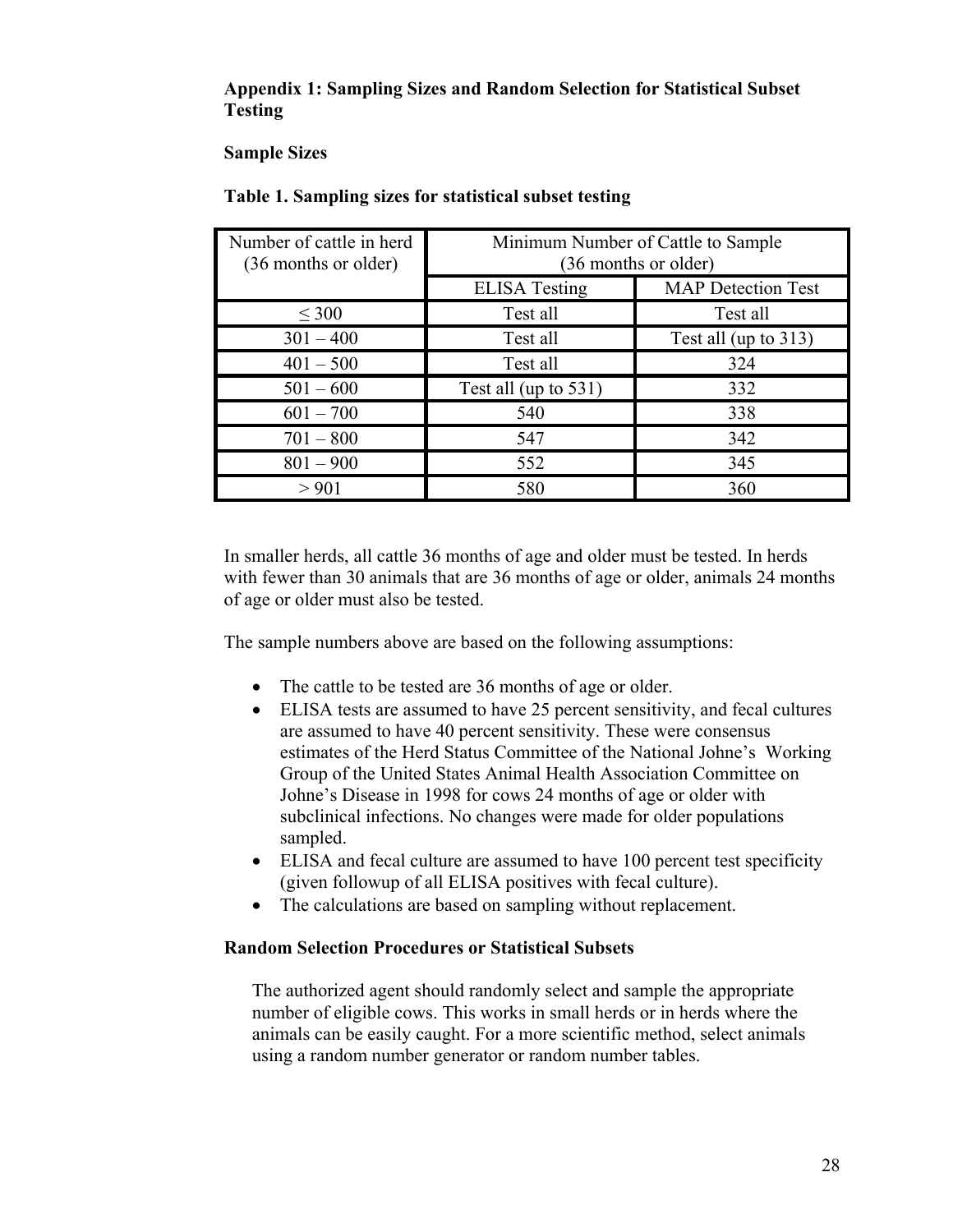**Appendix 1: Sampling Sizes and Random Selection for Statistical Subset Testing**

**Sample Sizes**

**Table 1. Sampling sizes for statistical subset testing**

| Number of cattle in herd (36 months or older) | Minimum Number of Cattle to Sample (36 months or older) | |
|---|---|---|
| | ELISA Testing | MAP Detection Test |
| ≤ 300 | Test all | Test all |
| 301 – 400 | Test all | Test all (up to 313) |
| 401 – 500 | Test all | 324 |
| 501 – 600 | Test all (up to 531) | 332 |
| 601 – 700 | 540 | 338 |
| 701 – 800 | 547 | 342 |
| 801 – 900 | 552 | 345 |
| > 901 | 580 | 360 |

In smaller herds, all cattle 36 months of age and older must be tested. In herds with fewer than 30 animals that are 36 months of age or older, animals 24 months of age or older must also be tested.

The sample numbers above are based on the following assumptions:

- The cattle to be tested are 36 months of age or older.
- ELISA tests are assumed to have 25 percent sensitivity, and fecal cultures are assumed to have 40 percent sensitivity. These were consensus estimates of the Herd Status Committee of the National Johne's Working Group of the United States Animal Health Association Committee on Johne's Disease in 1998 for cows 24 months of age or older with subclinical infections. No changes were made for older populations sampled.
- ELISA and fecal culture are assumed to have 100 percent test specificity (given followup of all ELISA positives with fecal culture).
- The calculations are based on sampling without replacement.

**Random Selection Procedures or Statistical Subsets**

The authorized agent should randomly select and sample the appropriate number of eligible cows. This works in small herds or in herds where the animals can be easily caught. For a more scientific method, select animals using a random number generator or random number tables.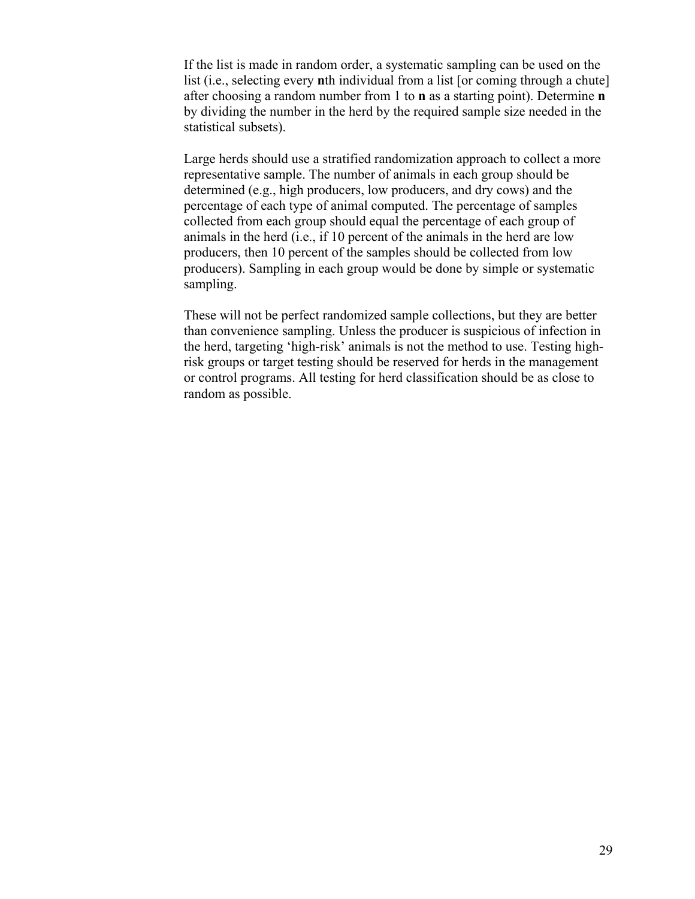If the list is made in random order, a systematic sampling can be used on the list (i.e., selecting every **n**th individual from a list [or coming through a chute] after choosing a random number from 1 to **n** as a starting point). Determine **n** by dividing the number in the herd by the required sample size needed in the statistical subsets).

Large herds should use a stratified randomization approach to collect a more representative sample. The number of animals in each group should be determined (e.g., high producers, low producers, and dry cows) and the percentage of each type of animal computed. The percentage of samples collected from each group should equal the percentage of each group of animals in the herd (i.e., if 10 percent of the animals in the herd are low producers, then 10 percent of the samples should be collected from low producers). Sampling in each group would be done by simple or systematic sampling.

These will not be perfect randomized sample collections, but they are better than convenience sampling. Unless the producer is suspicious of infection in the herd, targeting 'high-risk' animals is not the method to use. Testing high-risk groups or target testing should be reserved for herds in the management or control programs. All testing for herd classification should be as close to random as possible.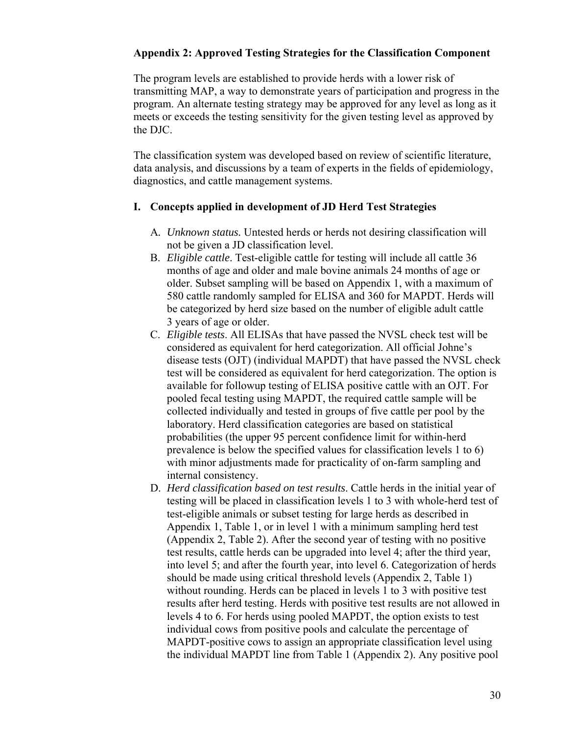## Appendix 2: Approved Testing Strategies for the Classification Component

The program levels are established to provide herds with a lower risk of transmitting MAP, a way to demonstrate years of participation and progress in the program. An alternate testing strategy may be approved for any level as long as it meets or exceeds the testing sensitivity for the given testing level as approved by the DJC.

The classification system was developed based on review of scientific literature, data analysis, and discussions by a team of experts in the fields of epidemiology, diagnostics, and cattle management systems.

### I. Concepts applied in development of JD Herd Test Strategies

A. *Unknown status.* Untested herds or herds not desiring classification will not be given a JD classification level.

B. *Eligible cattle*. Test-eligible cattle for testing will include all cattle 36 months of age and older and male bovine animals 24 months of age or older. Subset sampling will be based on Appendix 1, with a maximum of 580 cattle randomly sampled for ELISA and 360 for MAPDT. Herds will be categorized by herd size based on the number of eligible adult cattle 3 years of age or older.

C. *Eligible tests*. All ELISAs that have passed the NVSL check test will be considered as equivalent for herd categorization. All official Johne's disease tests (OJT) (individual MAPDT) that have passed the NVSL check test will be considered as equivalent for herd categorization. The option is available for followup testing of ELISA positive cattle with an OJT. For pooled fecal testing using MAPDT, the required cattle sample will be collected individually and tested in groups of five cattle per pool by the laboratory. Herd classification categories are based on statistical probabilities (the upper 95 percent confidence limit for within-herd prevalence is below the specified values for classification levels 1 to 6) with minor adjustments made for practicality of on-farm sampling and internal consistency.

D. *Herd classification based on test results*. Cattle herds in the initial year of testing will be placed in classification levels 1 to 3 with whole-herd test of test-eligible animals or subset testing for large herds as described in Appendix 1, Table 1, or in level 1 with a minimum sampling herd test (Appendix 2, Table 2). After the second year of testing with no positive test results, cattle herds can be upgraded into level 4; after the third year, into level 5; and after the fourth year, into level 6. Categorization of herds should be made using critical threshold levels (Appendix 2, Table 1) without rounding. Herds can be placed in levels 1 to 3 with positive test results after herd testing. Herds with positive test results are not allowed in levels 4 to 6. For herds using pooled MAPDT, the option exists to test individual cows from positive pools and calculate the percentage of MAPDT-positive cows to assign an appropriate classification level using the individual MAPDT line from Table 1 (Appendix 2). Any positive pool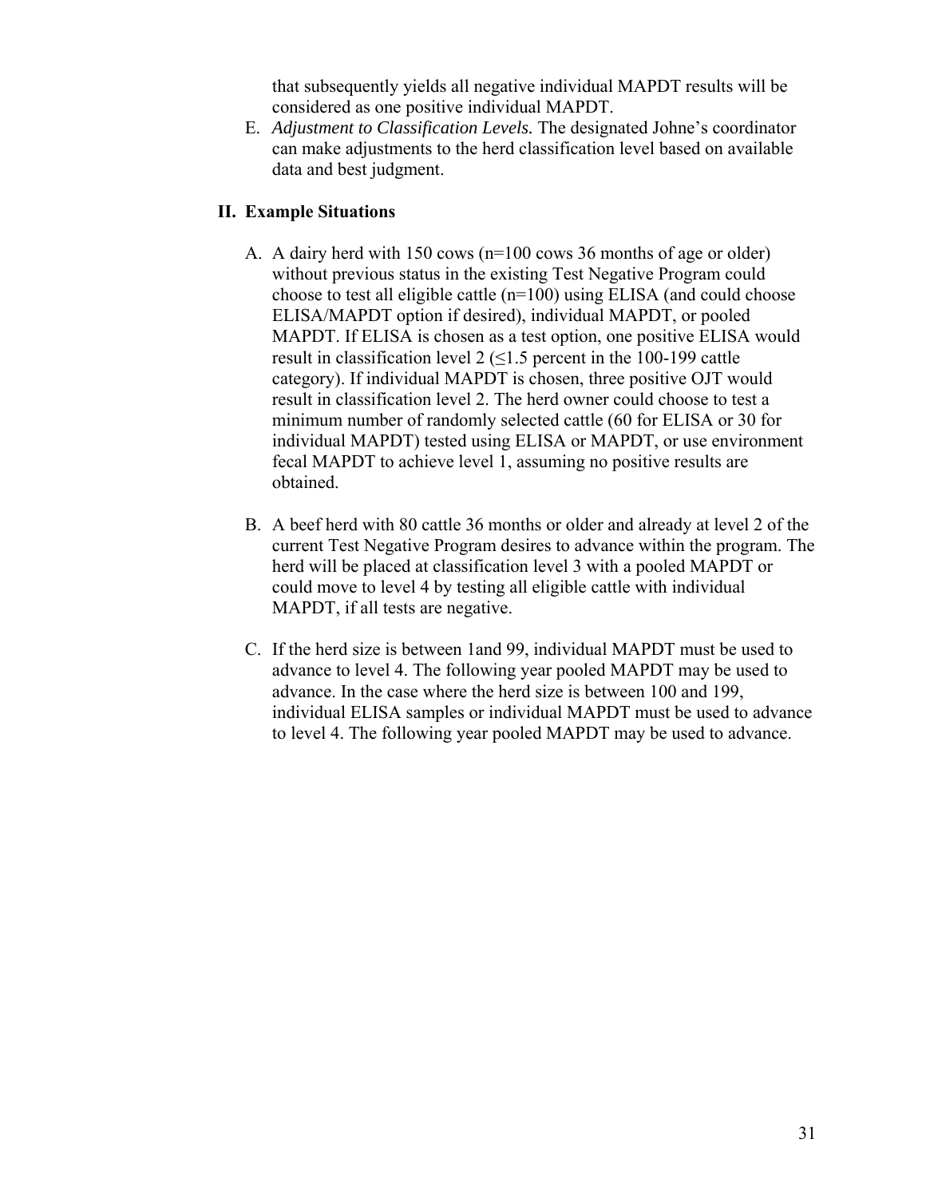that subsequently yields all negative individual MAPDT results will be considered as one positive individual MAPDT.

E. *Adjustment to Classification Levels.* The designated Johne's coordinator can make adjustments to the herd classification level based on available data and best judgment.

## II. Example Situations

A. A dairy herd with 150 cows (n=100 cows 36 months of age or older) without previous status in the existing Test Negative Program could choose to test all eligible cattle (n=100) using ELISA (and could choose ELISA/MAPDT option if desired), individual MAPDT, or pooled MAPDT. If ELISA is chosen as a test option, one positive ELISA would result in classification level 2 (≤1.5 percent in the 100-199 cattle category). If individual MAPDT is chosen, three positive OJT would result in classification level 2. The herd owner could choose to test a minimum number of randomly selected cattle (60 for ELISA or 30 for individual MAPDT) tested using ELISA or MAPDT, or use environment fecal MAPDT to achieve level 1, assuming no positive results are obtained.

B. A beef herd with 80 cattle 36 months or older and already at level 2 of the current Test Negative Program desires to advance within the program. The herd will be placed at classification level 3 with a pooled MAPDT or could move to level 4 by testing all eligible cattle with individual MAPDT, if all tests are negative.

C. If the herd size is between 1and 99, individual MAPDT must be used to advance to level 4. The following year pooled MAPDT may be used to advance. In the case where the herd size is between 100 and 199, individual ELISA samples or individual MAPDT must be used to advance to level 4. The following year pooled MAPDT may be used to advance.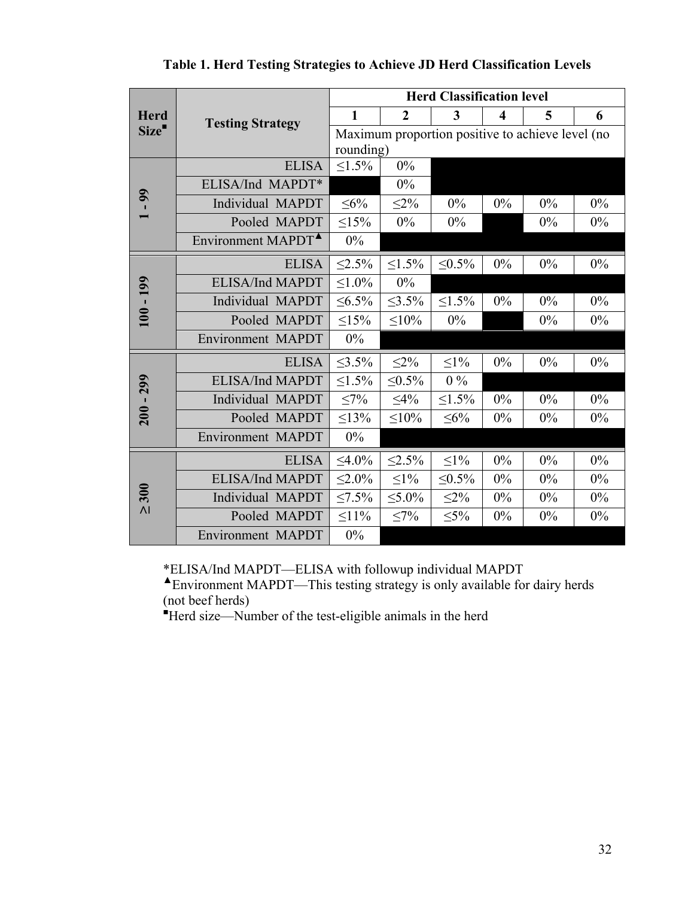**Table 1. Herd Testing Strategies to Achieve JD Herd Classification Levels**

| Herd Size[■] | Testing Strategy | Herd Classification level | | | | | |
|---|---|---|---|---|---|---|---|
| | | 1 | 2 | 3 | 4 | 5 | 6 |
| | | Maximum proportion positive to achieve level (no rounding) | | | | | |
| 1 - 99 | ELISA | ≤1.5% | 0% | | | | |
| | ELISA/Ind MAPDT* | | 0% | | | | |
| | Individual MAPDT | ≤6% | ≤2% | 0% | 0% | 0% | 0% |
| | Pooled MAPDT | ≤15% | 0% | 0% | | 0% | 0% |
| | Environment MAPDT[▲] | 0% | | | | | |
| 100 - 199 | ELISA | ≤2.5% | ≤1.5% | ≤0.5% | 0% | 0% | 0% |
| | ELISA/Ind MAPDT | ≤1.0% | 0% | | | | |
| | Individual MAPDT | ≤6.5% | ≤3.5% | ≤1.5% | 0% | 0% | 0% |
| | Pooled MAPDT | ≤15% | ≤10% | 0% | | 0% | 0% |
| | Environment MAPDT | 0% | | | | | |
| 200 - 299 | ELISA | ≤3.5% | ≤2% | ≤1% | 0% | 0% | 0% |
| | ELISA/Ind MAPDT | ≤1.5% | ≤0.5% | 0 % | | | |
| | Individual MAPDT | ≤7% | ≤4% | ≤1.5% | 0% | 0% | 0% |
| | Pooled MAPDT | ≤13% | ≤10% | ≤6% | 0% | 0% | 0% |
| | Environment MAPDT | 0% | | | | | |
| ≥300 | ELISA | ≤4.0% | ≤2.5% | ≤1% | 0% | 0% | 0% |
| | ELISA/Ind MAPDT | ≤2.0% | ≤1% | ≤0.5% | 0% | 0% | 0% |
| | Individual MAPDT | ≤7.5% | ≤5.0% | ≤2% | 0% | 0% | 0% |
| | Pooled MAPDT | ≤11% | ≤7% | ≤5% | 0% | 0% | 0% |
| | Environment MAPDT | 0% | | | | | |

*ELISA/Ind MAPDT—ELISA with followup individual MAPDT

[▲]Environment MAPDT—This testing strategy is only available for dairy herds (not beef herds)

[■]Herd size—Number of the test-eligible animals in the herd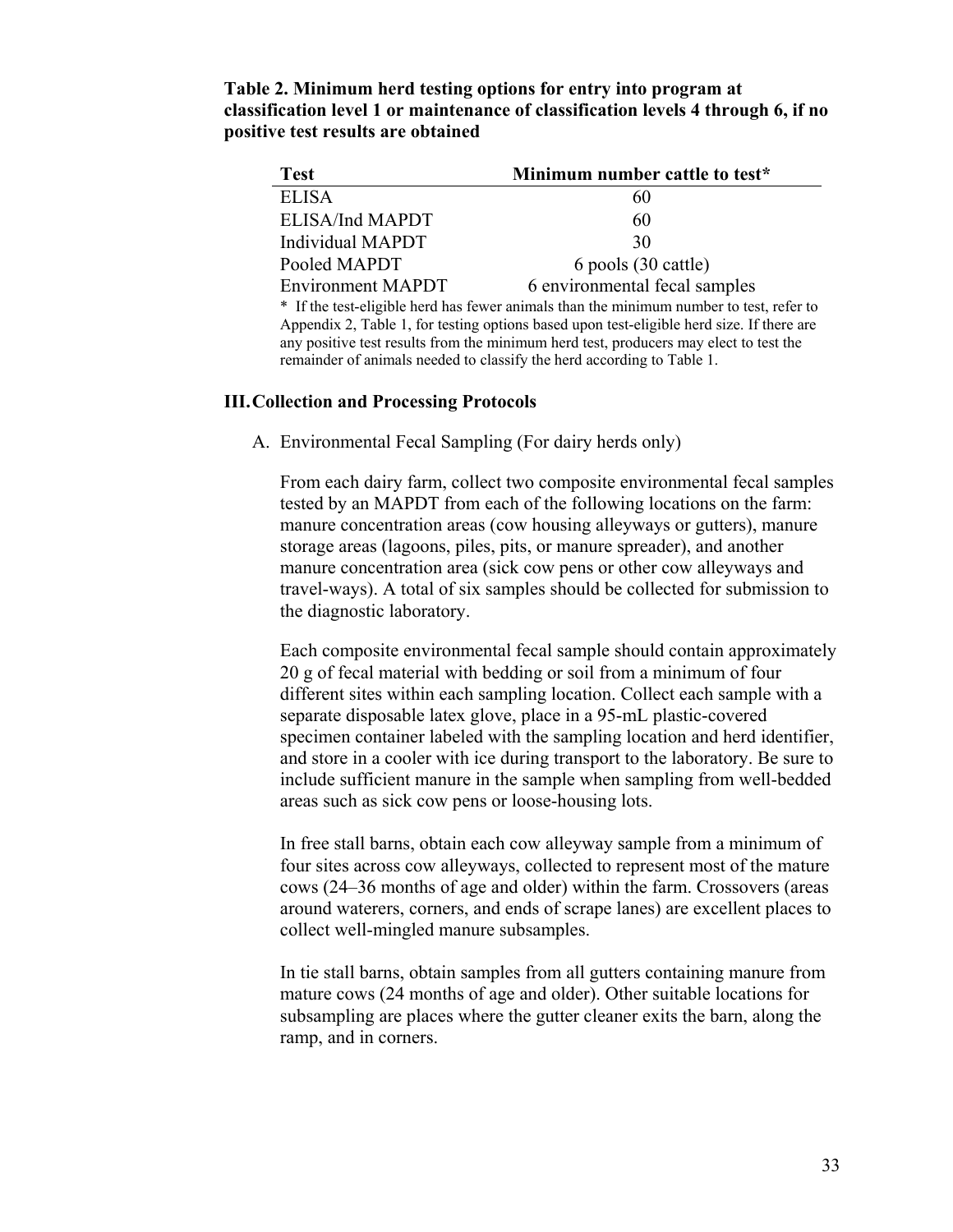**Table 2. Minimum herd testing options for entry into program at classification level 1 or maintenance of classification levels 4 through 6, if no positive test results are obtained**

| Test | Minimum number cattle to test* |
|---|---|
| ELISA | 60 |
| ELISA/Ind MAPDT | 60 |
| Individual MAPDT | 30 |
| Pooled MAPDT | 6 pools (30 cattle) |
| Environment MAPDT | 6 environmental fecal samples |

\* If the test-eligible herd has fewer animals than the minimum number to test, refer to Appendix 2, Table 1, for testing options based upon test-eligible herd size. If there are any positive test results from the minimum herd test, producers may elect to test the remainder of animals needed to classify the herd according to Table 1.

## III. Collection and Processing Protocols

A. Environmental Fecal Sampling (For dairy herds only)

From each dairy farm, collect two composite environmental fecal samples tested by an MAPDT from each of the following locations on the farm: manure concentration areas (cow housing alleyways or gutters), manure storage areas (lagoons, piles, pits, or manure spreader), and another manure concentration area (sick cow pens or other cow alleyways and travel-ways). A total of six samples should be collected for submission to the diagnostic laboratory.

Each composite environmental fecal sample should contain approximately 20 g of fecal material with bedding or soil from a minimum of four different sites within each sampling location. Collect each sample with a separate disposable latex glove, place in a 95-mL plastic-covered specimen container labeled with the sampling location and herd identifier, and store in a cooler with ice during transport to the laboratory. Be sure to include sufficient manure in the sample when sampling from well-bedded areas such as sick cow pens or loose-housing lots.

In free stall barns, obtain each cow alleyway sample from a minimum of four sites across cow alleyways, collected to represent most of the mature cows (24–36 months of age and older) within the farm. Crossovers (areas around waterers, corners, and ends of scrape lanes) are excellent places to collect well-mingled manure subsamples.

In tie stall barns, obtain samples from all gutters containing manure from mature cows (24 months of age and older). Other suitable locations for subsampling are places where the gutter cleaner exits the barn, along the ramp, and in corners.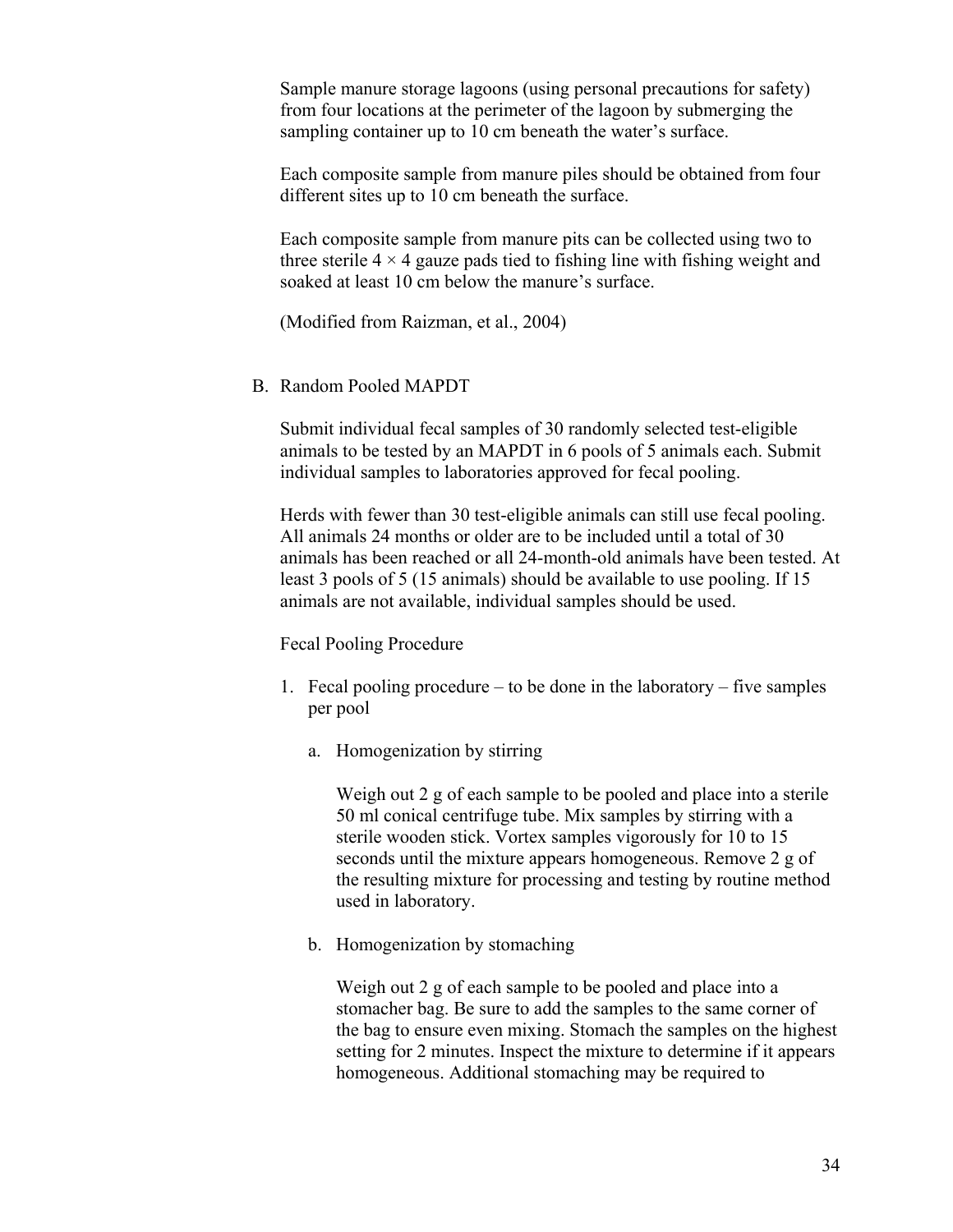Sample manure storage lagoons (using personal precautions for safety) from four locations at the perimeter of the lagoon by submerging the sampling container up to 10 cm beneath the water's surface.

Each composite sample from manure piles should be obtained from four different sites up to 10 cm beneath the surface.

Each composite sample from manure pits can be collected using two to three sterile 4 × 4 gauze pads tied to fishing line with fishing weight and soaked at least 10 cm below the manure's surface.

(Modified from Raizman, et al., 2004)

B. Random Pooled MAPDT

Submit individual fecal samples of 30 randomly selected test-eligible animals to be tested by an MAPDT in 6 pools of 5 animals each. Submit individual samples to laboratories approved for fecal pooling.

Herds with fewer than 30 test-eligible animals can still use fecal pooling. All animals 24 months or older are to be included until a total of 30 animals has been reached or all 24-month-old animals have been tested. At least 3 pools of 5 (15 animals) should be available to use pooling. If 15 animals are not available, individual samples should be used.

Fecal Pooling Procedure

1. Fecal pooling procedure – to be done in the laboratory – five samples per pool

   a. Homogenization by stirring

      Weigh out 2 g of each sample to be pooled and place into a sterile 50 ml conical centrifuge tube. Mix samples by stirring with a sterile wooden stick. Vortex samples vigorously for 10 to 15 seconds until the mixture appears homogeneous. Remove 2 g of the resulting mixture for processing and testing by routine method used in laboratory.

   b. Homogenization by stomaching

      Weigh out 2 g of each sample to be pooled and place into a stomacher bag. Be sure to add the samples to the same corner of the bag to ensure even mixing. Stomach the samples on the highest setting for 2 minutes. Inspect the mixture to determine if it appears homogeneous. Additional stomaching may be required to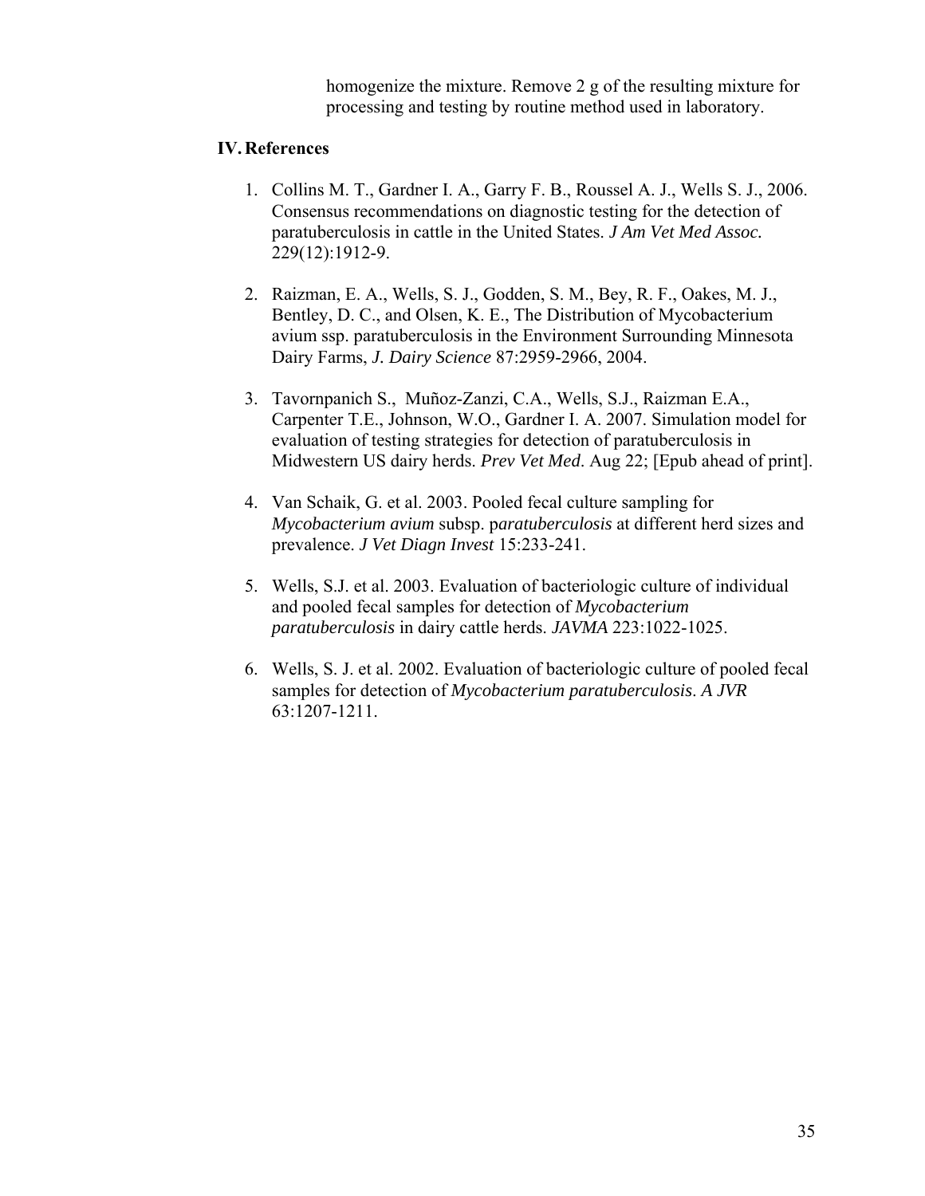homogenize the mixture. Remove 2 g of the resulting mixture for processing and testing by routine method used in laboratory.

## IV. References

1. Collins M. T., Gardner I. A., Garry F. B., Roussel A. J., Wells S. J., 2006. Consensus recommendations on diagnostic testing for the detection of paratuberculosis in cattle in the United States. *J Am Vet Med Assoc.* 229(12):1912-9.

2. Raizman, E. A., Wells, S. J., Godden, S. M., Bey, R. F., Oakes, M. J., Bentley, D. C., and Olsen, K. E., The Distribution of Mycobacterium avium ssp. paratuberculosis in the Environment Surrounding Minnesota Dairy Farms, *J. Dairy Science* 87:2959-2966, 2004.

3. Tavornpanich S., Muñoz-Zanzi, C.A., Wells, S.J., Raizman E.A., Carpenter T.E., Johnson, W.O., Gardner I. A. 2007. Simulation model for evaluation of testing strategies for detection of paratuberculosis in Midwestern US dairy herds. *Prev Vet Med*. Aug 22; [Epub ahead of print].

4. Van Schaik, G. et al. 2003. Pooled fecal culture sampling for *Mycobacterium avium* subsp. p*aratuberculosis* at different herd sizes and prevalence. *J Vet Diagn Invest* 15:233-241.

5. Wells, S.J. et al. 2003. Evaluation of bacteriologic culture of individual and pooled fecal samples for detection of *Mycobacterium paratuberculosis* in dairy cattle herds. *JAVMA* 223:1022-1025.

6. Wells, S. J. et al. 2002. Evaluation of bacteriologic culture of pooled fecal samples for detection of *Mycobacterium paratuberculosis*. *A JVR* 63:1207-1211.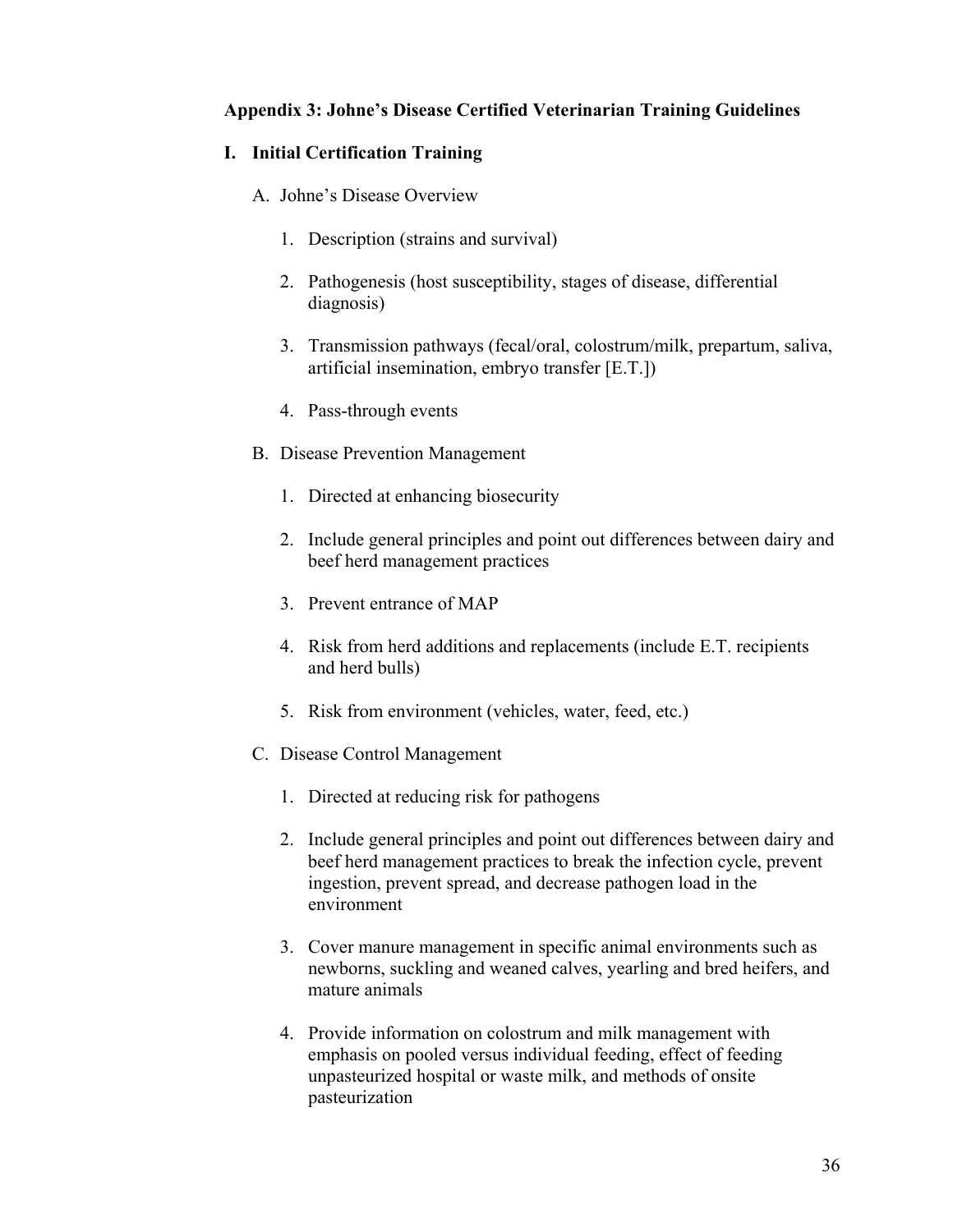## Appendix 3: Johne's Disease Certified Veterinarian Training Guidelines

### I. Initial Certification Training

A. Johne's Disease Overview

1. Description (strains and survival)
2. Pathogenesis (host susceptibility, stages of disease, differential diagnosis)
3. Transmission pathways (fecal/oral, colostrum/milk, prepartum, saliva, artificial insemination, embryo transfer [E.T.])
4. Pass-through events

B. Disease Prevention Management

1. Directed at enhancing biosecurity
2. Include general principles and point out differences between dairy and beef herd management practices
3. Prevent entrance of MAP
4. Risk from herd additions and replacements (include E.T. recipients and herd bulls)
5. Risk from environment (vehicles, water, feed, etc.)

C. Disease Control Management

1. Directed at reducing risk for pathogens
2. Include general principles and point out differences between dairy and beef herd management practices to break the infection cycle, prevent ingestion, prevent spread, and decrease pathogen load in the environment
3. Cover manure management in specific animal environments such as newborns, suckling and weaned calves, yearling and bred heifers, and mature animals
4. Provide information on colostrum and milk management with emphasis on pooled versus individual feeding, effect of feeding unpasteurized hospital or waste milk, and methods of onsite pasteurization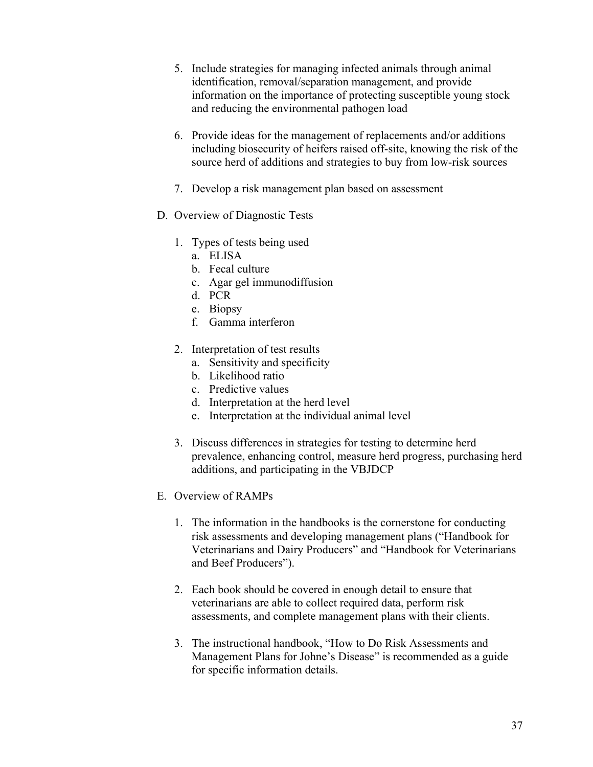5. Include strategies for managing infected animals through animal identification, removal/separation management, and provide information on the importance of protecting susceptible young stock and reducing the environmental pathogen load

6. Provide ideas for the management of replacements and/or additions including biosecurity of heifers raised off-site, knowing the risk of the source herd of additions and strategies to buy from low-risk sources

7. Develop a risk management plan based on assessment

D. Overview of Diagnostic Tests

   1. Types of tests being used
      a. ELISA
      b. Fecal culture
      c. Agar gel immunodiffusion
      d. PCR
      e. Biopsy
      f. Gamma interferon

   2. Interpretation of test results
      a. Sensitivity and specificity
      b. Likelihood ratio
      c. Predictive values
      d. Interpretation at the herd level
      e. Interpretation at the individual animal level

   3. Discuss differences in strategies for testing to determine herd prevalence, enhancing control, measure herd progress, purchasing herd additions, and participating in the VBJDCP

E. Overview of RAMPs

   1. The information in the handbooks is the cornerstone for conducting risk assessments and developing management plans ("Handbook for Veterinarians and Dairy Producers" and "Handbook for Veterinarians and Beef Producers").

   2. Each book should be covered in enough detail to ensure that veterinarians are able to collect required data, perform risk assessments, and complete management plans with their clients.

   3. The instructional handbook, "How to Do Risk Assessments and Management Plans for Johne's Disease" is recommended as a guide for specific information details.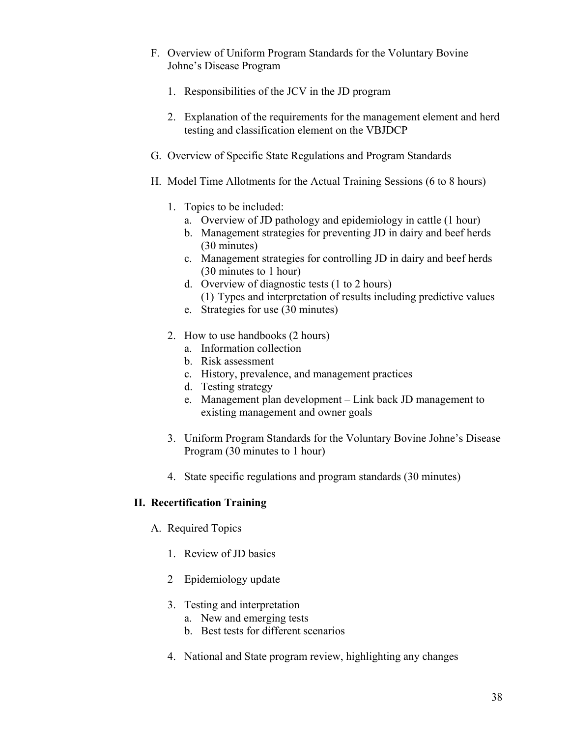F. Overview of Uniform Program Standards for the Voluntary Bovine Johne's Disease Program

   1. Responsibilities of the JCV in the JD program

   2. Explanation of the requirements for the management element and herd testing and classification element on the VBJDCP

G. Overview of Specific State Regulations and Program Standards

H. Model Time Allotments for the Actual Training Sessions (6 to 8 hours)

   1. Topics to be included:
      a. Overview of JD pathology and epidemiology in cattle (1 hour)
      b. Management strategies for preventing JD in dairy and beef herds (30 minutes)
      c. Management strategies for controlling JD in dairy and beef herds (30 minutes to 1 hour)
      d. Overview of diagnostic tests (1 to 2 hours)
         (1) Types and interpretation of results including predictive values
      e. Strategies for use (30 minutes)

   2. How to use handbooks (2 hours)
      a. Information collection
      b. Risk assessment
      c. History, prevalence, and management practices
      d. Testing strategy
      e. Management plan development – Link back JD management to existing management and owner goals

   3. Uniform Program Standards for the Voluntary Bovine Johne's Disease Program (30 minutes to 1 hour)

   4. State specific regulations and program standards (30 minutes)

## II. Recertification Training

A. Required Topics

   1. Review of JD basics

   2 Epidemiology update

   3. Testing and interpretation
      a. New and emerging tests
      b. Best tests for different scenarios

   4. National and State program review, highlighting any changes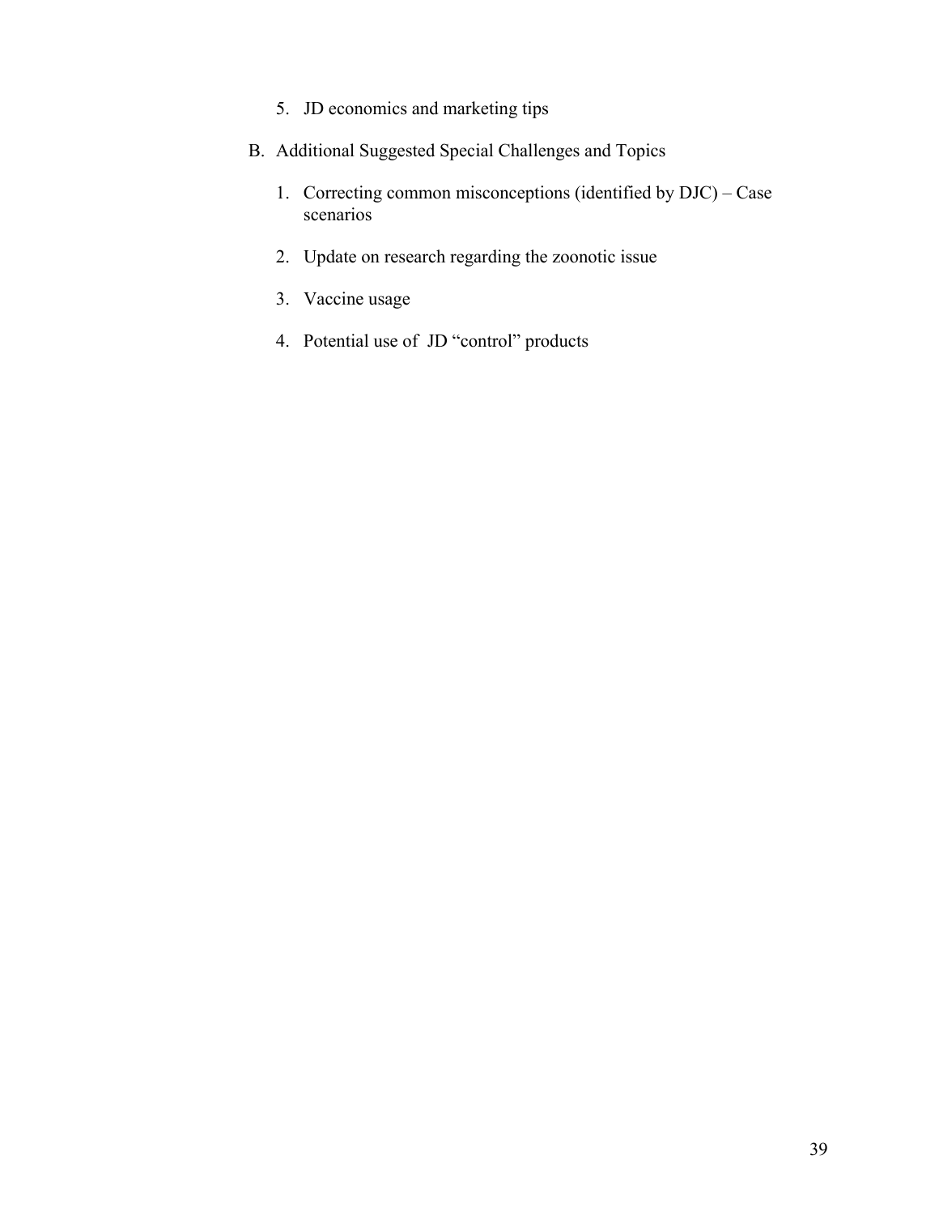5. JD economics and marketing tips

B. Additional Suggested Special Challenges and Topics

   1. Correcting common misconceptions (identified by DJC) – Case scenarios

   2. Update on research regarding the zoonotic issue

   3. Vaccine usage

   4. Potential use of JD "control" products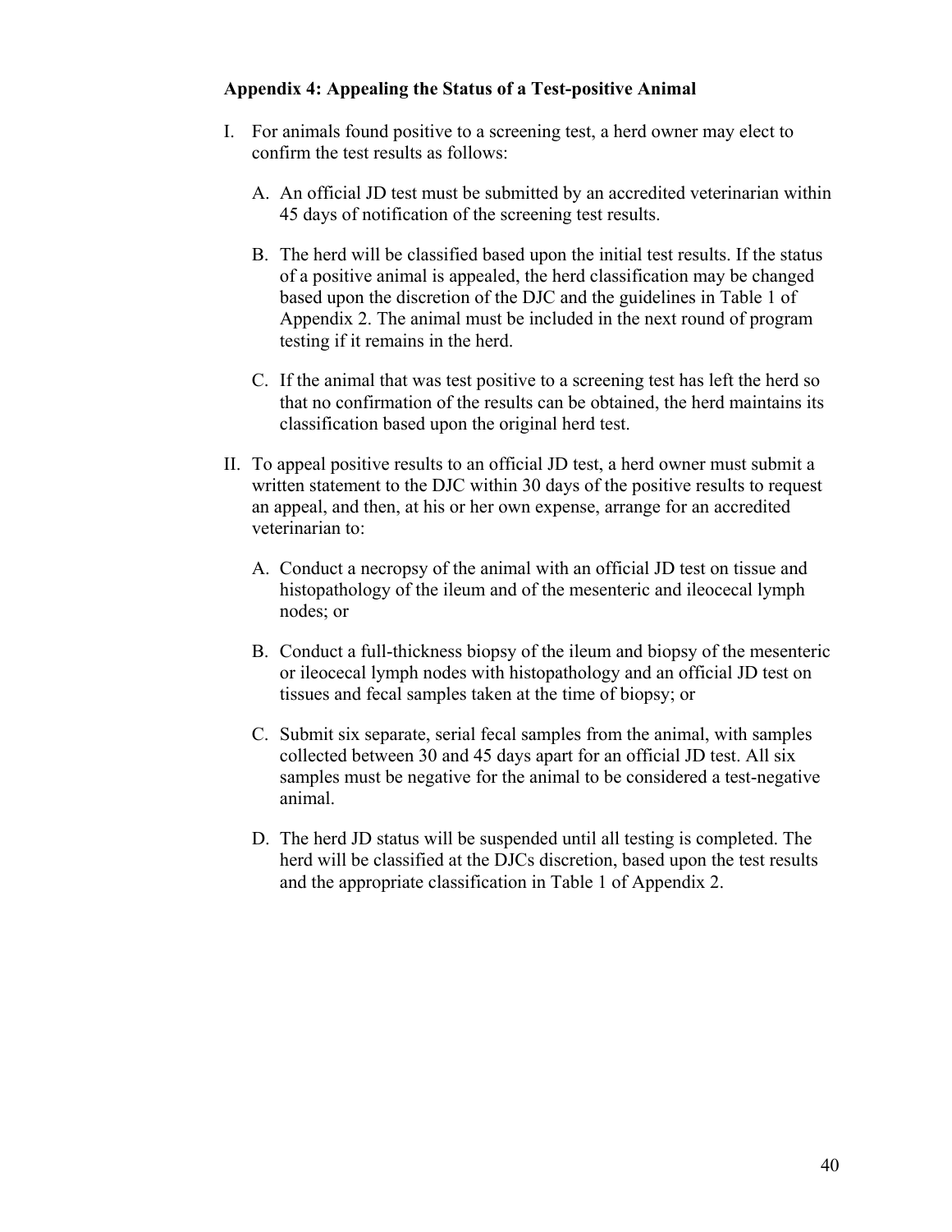### Appendix 4: Appealing the Status of a Test-positive Animal

I. For animals found positive to a screening test, a herd owner may elect to confirm the test results as follows:

   A. An official JD test must be submitted by an accredited veterinarian within 45 days of notification of the screening test results.

   B. The herd will be classified based upon the initial test results. If the status of a positive animal is appealed, the herd classification may be changed based upon the discretion of the DJC and the guidelines in Table 1 of Appendix 2. The animal must be included in the next round of program testing if it remains in the herd.

   C. If the animal that was test positive to a screening test has left the herd so that no confirmation of the results can be obtained, the herd maintains its classification based upon the original herd test.

II. To appeal positive results to an official JD test, a herd owner must submit a written statement to the DJC within 30 days of the positive results to request an appeal, and then, at his or her own expense, arrange for an accredited veterinarian to:

   A. Conduct a necropsy of the animal with an official JD test on tissue and histopathology of the ileum and of the mesenteric and ileocecal lymph nodes; or

   B. Conduct a full-thickness biopsy of the ileum and biopsy of the mesenteric or ileocecal lymph nodes with histopathology and an official JD test on tissues and fecal samples taken at the time of biopsy; or

   C. Submit six separate, serial fecal samples from the animal, with samples collected between 30 and 45 days apart for an official JD test. All six samples must be negative for the animal to be considered a test-negative animal.

   D. The herd JD status will be suspended until all testing is completed. The herd will be classified at the DJCs discretion, based upon the test results and the appropriate classification in Table 1 of Appendix 2.